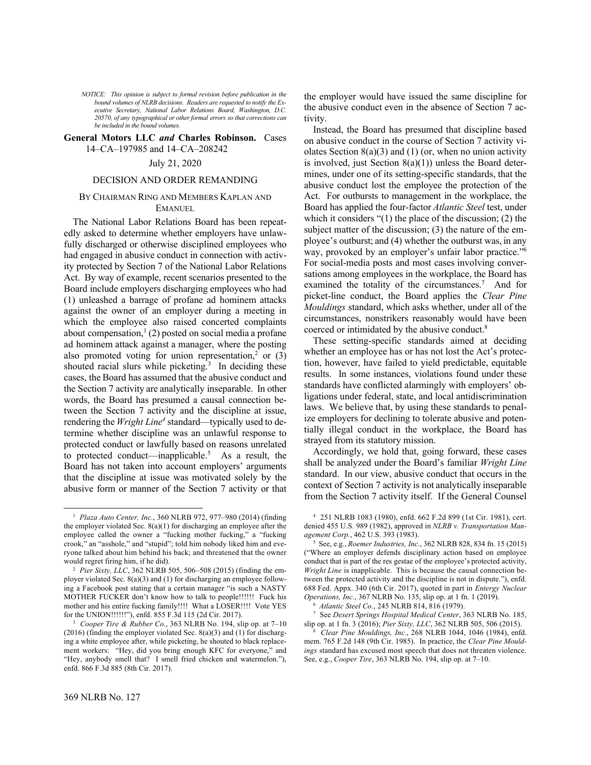*NOTICE: This opinion is subject to formal revision before publication in the bound volumes of NLRB decisions. Readers are requested to notify the Executive Secretary, National Labor Relations Board, Washington, D.C. 20570, of any typographical or other formal errors so that corrections can be included in the bound volumes.*

**General Motors LLC *and* Charles Robinson.** Cases 14–CA–197985 and 14–CA–208242

July 21, 2020

DECISION AND ORDER REMANDING

BY CHAIRMAN RING AND MEMBERS KAPLAN AND EMANUEL

The National Labor Relations Board has been repeatedly asked to determine whether employers have unlawfully discharged or otherwise disciplined employees who had engaged in abusive conduct in connection with activity protected by Section 7 of the National Labor Relations Act. By way of example, recent scenarios presented to the Board include employers discharging employees who had (1) unleashed a barrage of profane ad hominem attacks against the owner of an employer during a meeting in which the employee also raised concerted complaints about compensation,[1] (2) posted on social media a profane ad hominem attack against a manager, where the posting also promoted voting for union representation,[2] or (3) shouted racial slurs while picketing.[3] In deciding these cases, the Board has assumed that the abusive conduct and the Section 7 activity are analytically inseparable. In other words, the Board has presumed a causal connection between the Section 7 activity and the discipline at issue, rendering the *Wright Line*[4] standard—typically used to determine whether discipline was an unlawful response to protected conduct or lawfully based on reasons unrelated to protected conduct—inapplicable.[5] As a result, the Board has not taken into account employers' arguments that the discipline at issue was motivated solely by the abusive form or manner of the Section 7 activity or that the employer would have issued the same discipline for the abusive conduct even in the absence of Section 7 activity.

Instead, the Board has presumed that discipline based on abusive conduct in the course of Section 7 activity violates Section 8(a)(3) and (1) (or, when no union activity is involved, just Section 8(a)(1)) unless the Board determines, under one of its setting-specific standards, that the abusive conduct lost the employee the protection of the Act. For outbursts to management in the workplace, the Board has applied the four-factor *Atlantic Steel* test, under which it considers "(1) the place of the discussion; (2) the subject matter of the discussion; (3) the nature of the employee's outburst; and (4) whether the outburst was, in any way, provoked by an employer's unfair labor practice."[6] For social-media posts and most cases involving conversations among employees in the workplace, the Board has examined the totality of the circumstances.[7] And for picket-line conduct, the Board applies the *Clear Pine Mouldings* standard, which asks whether, under all of the circumstances, nonstrikers reasonably would have been coerced or intimidated by the abusive conduct.[8]

These setting-specific standards aimed at deciding whether an employee has or has not lost the Act's protection, however, have failed to yield predictable, equitable results. In some instances, violations found under these standards have conflicted alarmingly with employers' obligations under federal, state, and local antidiscrimination laws. We believe that, by using these standards to penalize employers for declining to tolerate abusive and potentially illegal conduct in the workplace, the Board has strayed from its statutory mission.

Accordingly, we hold that, going forward, these cases shall be analyzed under the Board's familiar *Wright Line* standard. In our view, abusive conduct that occurs in the context of Section 7 activity is not analytically inseparable from the Section 7 activity itself. If the General Counsel

---

[1] *Plaza Auto Center, Inc.*, 360 NLRB 972, 977–980 (2014) (finding the employer violated Sec. 8(a)(1) for discharging an employee after the employee called the owner a "fucking mother fucking," a "fucking crook," an "asshole," and "stupid"; told him nobody liked him and everyone talked about him behind his back; and threatened that the owner would regret firing him, if he did).

[2] *Pier Sixty, LLC*, 362 NLRB 505, 506–508 (2015) (finding the employer violated Sec. 8(a)(3) and (1) for discharging an employee following a Facebook post stating that a certain manager "is such a NASTY MOTHER FUCKER don't know how to talk to people!!!!!! Fuck his mother and his entire fucking family!!!! What a LOSER!!!! Vote YES for the UNION!!!!!!"), enfd. 855 F.3d 115 (2d Cir. 2017).

[3] *Cooper Tire & Rubber Co.*, 363 NLRB No. 194, slip op. at 7–10 (2016) (finding the employer violated Sec. 8(a)(3) and (1) for discharging a white employee after, while picketing, he shouted to black replacement workers: "Hey, did you bring enough KFC for everyone," and "Hey, anybody smell that? I smell fried chicken and watermelon."), enfd. 866 F.3d 885 (8th Cir. 2017).

[4] 251 NLRB 1083 (1980), enfd. 662 F.2d 899 (1st Cir. 1981), cert. denied 455 U.S. 989 (1982), approved in *NLRB v. Transportation Management Corp.*, 462 U.S. 393 (1983).

[5] See, e.g., *Roemer Industries, Inc.*, 362 NLRB 828, 834 fn. 15 (2015) ("Where an employer defends disciplinary action based on employee conduct that is part of the res gestae of the employee's protected activity, *Wright Line* is inapplicable. This is because the causal connection between the protected activity and the discipline is not in dispute."), enfd. 688 Fed. Appx. 340 (6th Cir. 2017), quoted in part in *Entergy Nuclear Operations, Inc.*, 367 NLRB No. 135, slip op. at 1 fn. 1 (2019).

[6] *Atlantic Steel Co.*, 245 NLRB 814, 816 (1979).

[7] See *Desert Springs Hospital Medical Center*, 363 NLRB No. 185, slip op. at 1 fn. 3 (2016); *Pier Sixty, LLC*, 362 NLRB 505, 506 (2015).

[8] *Clear Pine Mouldings, Inc.*, 268 NLRB 1044, 1046 (1984), enfd. mem. 765 F.2d 148 (9th Cir. 1985). In practice, the *Clear Pine Mouldings* standard has excused most speech that does not threaten violence. See, e.g., *Cooper Tire*, 363 NLRB No. 194, slip op. at 7–10.

369 NLRB No. 127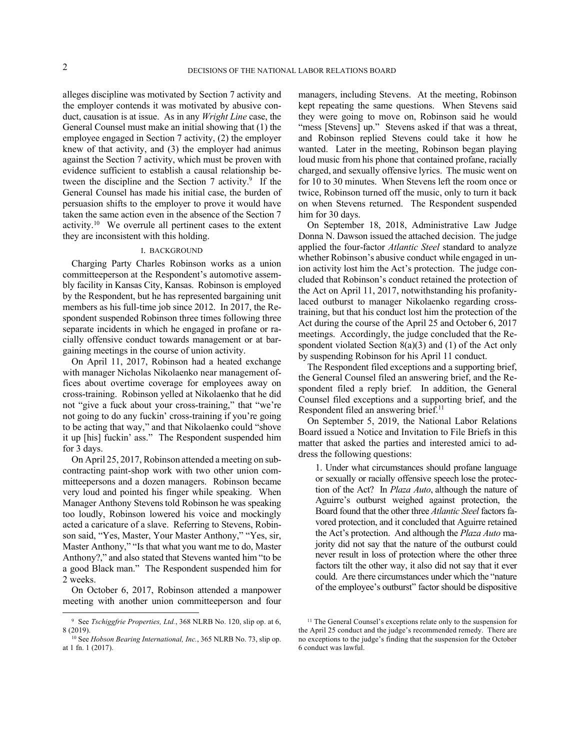alleges discipline was motivated by Section 7 activity and the employer contends it was motivated by abusive conduct, causation is at issue. As in any *Wright Line* case, the General Counsel must make an initial showing that (1) the employee engaged in Section 7 activity, (2) the employer knew of that activity, and (3) the employer had animus against the Section 7 activity, which must be proven with evidence sufficient to establish a causal relationship between the discipline and the Section 7 activity.[9] If the General Counsel has made his initial case, the burden of persuasion shifts to the employer to prove it would have taken the same action even in the absence of the Section 7 activity.[10] We overrule all pertinent cases to the extent they are inconsistent with this holding.

## I. BACKGROUND

Charging Party Charles Robinson works as a union committeeperson at the Respondent's automotive assembly facility in Kansas City, Kansas. Robinson is employed by the Respondent, but he has represented bargaining unit members as his full-time job since 2012. In 2017, the Respondent suspended Robinson three times following three separate incidents in which he engaged in profane or racially offensive conduct towards management or at bargaining meetings in the course of union activity.

On April 11, 2017, Robinson had a heated exchange with manager Nicholas Nikolaenko near management offices about overtime coverage for employees away on cross-training. Robinson yelled at Nikolaenko that he did not "give a fuck about your cross-training," that "we're not going to do any fuckin' cross-training if you're going to be acting that way," and that Nikolaenko could "shove it up [his] fuckin' ass." The Respondent suspended him for 3 days.

On April 25, 2017, Robinson attended a meeting on subcontracting paint-shop work with two other union committeepersons and a dozen managers. Robinson became very loud and pointed his finger while speaking. When Manager Anthony Stevens told Robinson he was speaking too loudly, Robinson lowered his voice and mockingly acted a caricature of a slave. Referring to Stevens, Robinson said, "Yes, Master, Your Master Anthony," "Yes, sir, Master Anthony," "Is that what you want me to do, Master Anthony?," and also stated that Stevens wanted him "to be a good Black man." The Respondent suspended him for 2 weeks.

On October 6, 2017, Robinson attended a manpower meeting with another union committeeperson and four managers, including Stevens. At the meeting, Robinson kept repeating the same questions. When Stevens said they were going to move on, Robinson said he would "mess [Stevens] up." Stevens asked if that was a threat, and Robinson replied Stevens could take it how he wanted. Later in the meeting, Robinson began playing loud music from his phone that contained profane, racially charged, and sexually offensive lyrics. The music went on for 10 to 30 minutes. When Stevens left the room once or twice, Robinson turned off the music, only to turn it back on when Stevens returned. The Respondent suspended him for 30 days.

On September 18, 2018, Administrative Law Judge Donna N. Dawson issued the attached decision. The judge applied the four-factor *Atlantic Steel* standard to analyze whether Robinson's abusive conduct while engaged in union activity lost him the Act's protection. The judge concluded that Robinson's conduct retained the protection of the Act on April 11, 2017, notwithstanding his profanity-laced outburst to manager Nikolaenko regarding cross-training, but that his conduct lost him the protection of the Act during the course of the April 25 and October 6, 2017 meetings. Accordingly, the judge concluded that the Respondent violated Section 8(a)(3) and (1) of the Act only by suspending Robinson for his April 11 conduct.

The Respondent filed exceptions and a supporting brief, the General Counsel filed an answering brief, and the Respondent filed a reply brief. In addition, the General Counsel filed exceptions and a supporting brief, and the Respondent filed an answering brief.[11]

On September 5, 2019, the National Labor Relations Board issued a Notice and Invitation to File Briefs in this matter that asked the parties and interested amici to address the following questions:

> 1. Under what circumstances should profane language or sexually or racially offensive speech lose the protection of the Act? In *Plaza Auto*, although the nature of Aguirre's outburst weighed against protection, the Board found that the other three *Atlantic Steel* factors favored protection, and it concluded that Aguirre retained the Act's protection. And although the *Plaza Auto* majority did not say that the nature of the outburst could never result in loss of protection where the other three factors tilt the other way, it also did not say that it ever could. Are there circumstances under which the "nature of the employee's outburst" factor should be dispositive

---

[9] See *Tschiggfrie Properties, Ltd.*, 368 NLRB No. 120, slip op. at 6, 8 (2019).

[10] See *Hobson Bearing International, Inc.*, 365 NLRB No. 73, slip op. at 1 fn. 1 (2017).

[11] The General Counsel's exceptions relate only to the suspension for the April 25 conduct and the judge's recommended remedy. There are no exceptions to the judge's finding that the suspension for the October 6 conduct was lawful.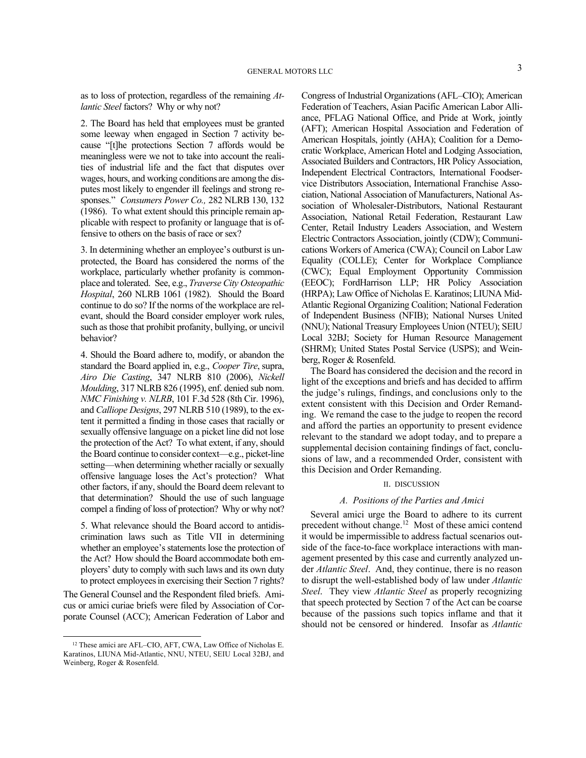as to loss of protection, regardless of the remaining *Atlantic Steel* factors? Why or why not?

2. The Board has held that employees must be granted some leeway when engaged in Section 7 activity because "[t]he protections Section 7 affords would be meaningless were we not to take into account the realities of industrial life and the fact that disputes over wages, hours, and working conditions are among the disputes most likely to engender ill feelings and strong responses." *Consumers Power Co.,* 282 NLRB 130, 132 (1986). To what extent should this principle remain applicable with respect to profanity or language that is offensive to others on the basis of race or sex?

3. In determining whether an employee's outburst is unprotected, the Board has considered the norms of the workplace, particularly whether profanity is commonplace and tolerated. See, e.g., *Traverse City Osteopathic Hospital*, 260 NLRB 1061 (1982). Should the Board continue to do so? If the norms of the workplace are relevant, should the Board consider employer work rules, such as those that prohibit profanity, bullying, or uncivil behavior?

4. Should the Board adhere to, modify, or abandon the standard the Board applied in, e.g., *Cooper Tire*, supra, *Airo Die Casting*, 347 NLRB 810 (2006), *Nickell Moulding*, 317 NLRB 826 (1995), enf. denied sub nom. *NMC Finishing v. NLRB*, 101 F.3d 528 (8th Cir. 1996), and *Calliope Designs*, 297 NLRB 510 (1989), to the extent it permitted a finding in those cases that racially or sexually offensive language on a picket line did not lose the protection of the Act? To what extent, if any, should the Board continue to consider context—e.g., picket-line setting—when determining whether racially or sexually offensive language loses the Act's protection? What other factors, if any, should the Board deem relevant to that determination? Should the use of such language compel a finding of loss of protection? Why or why not?

5. What relevance should the Board accord to antidiscrimination laws such as Title VII in determining whether an employee's statements lose the protection of the Act? How should the Board accommodate both employers' duty to comply with such laws and its own duty to protect employees in exercising their Section 7 rights?

The General Counsel and the Respondent filed briefs. Amicus or amici curiae briefs were filed by Association of Corporate Counsel (ACC); American Federation of Labor and Congress of Industrial Organizations (AFL–CIO); American Federation of Teachers, Asian Pacific American Labor Alliance, PFLAG National Office, and Pride at Work, jointly (AFT); American Hospital Association and Federation of American Hospitals, jointly (AHA); Coalition for a Democratic Workplace, American Hotel and Lodging Association, Associated Builders and Contractors, HR Policy Association, Independent Electrical Contractors, International Foodservice Distributors Association, International Franchise Association, National Association of Manufacturers, National Association of Wholesaler-Distributors, National Restaurant Association, National Retail Federation, Restaurant Law Center, Retail Industry Leaders Association, and Western Electric Contractors Association, jointly (CDW); Communications Workers of America (CWA); Council on Labor Law Equality (COLLE); Center for Workplace Compliance (CWC); Equal Employment Opportunity Commission (EEOC); FordHarrison LLP; HR Policy Association (HRPA); Law Office of Nicholas E. Karatinos; LIUNA Mid-Atlantic Regional Organizing Coalition; National Federation of Independent Business (NFIB); National Nurses United (NNU); National Treasury Employees Union (NTEU); SEIU Local 32BJ; Society for Human Resource Management (SHRM); United States Postal Service (USPS); and Weinberg, Roger & Rosenfeld.

The Board has considered the decision and the record in light of the exceptions and briefs and has decided to affirm the judge's rulings, findings, and conclusions only to the extent consistent with this Decision and Order Remanding. We remand the case to the judge to reopen the record and afford the parties an opportunity to present evidence relevant to the standard we adopt today, and to prepare a supplemental decision containing findings of fact, conclusions of law, and a recommended Order, consistent with this Decision and Order Remanding.

## II. DISCUSSION

### *A. Positions of the Parties and Amici*

Several amici urge the Board to adhere to its current precedent without change.[12] Most of these amici contend it would be impermissible to address factual scenarios outside of the face-to-face workplace interactions with management presented by this case and currently analyzed under *Atlantic Steel*. And, they continue, there is no reason to disrupt the well-established body of law under *Atlantic Steel*. They view *Atlantic Steel* as properly recognizing that speech protected by Section 7 of the Act can be coarse because of the passions such topics inflame and that it should not be censored or hindered. Insofar as *Atlantic*

---

[12] These amici are AFL–CIO, AFT, CWA, Law Office of Nicholas E. Karatinos, LIUNA Mid-Atlantic, NNU, NTEU, SEIU Local 32BJ, and Weinberg, Roger & Rosenfeld.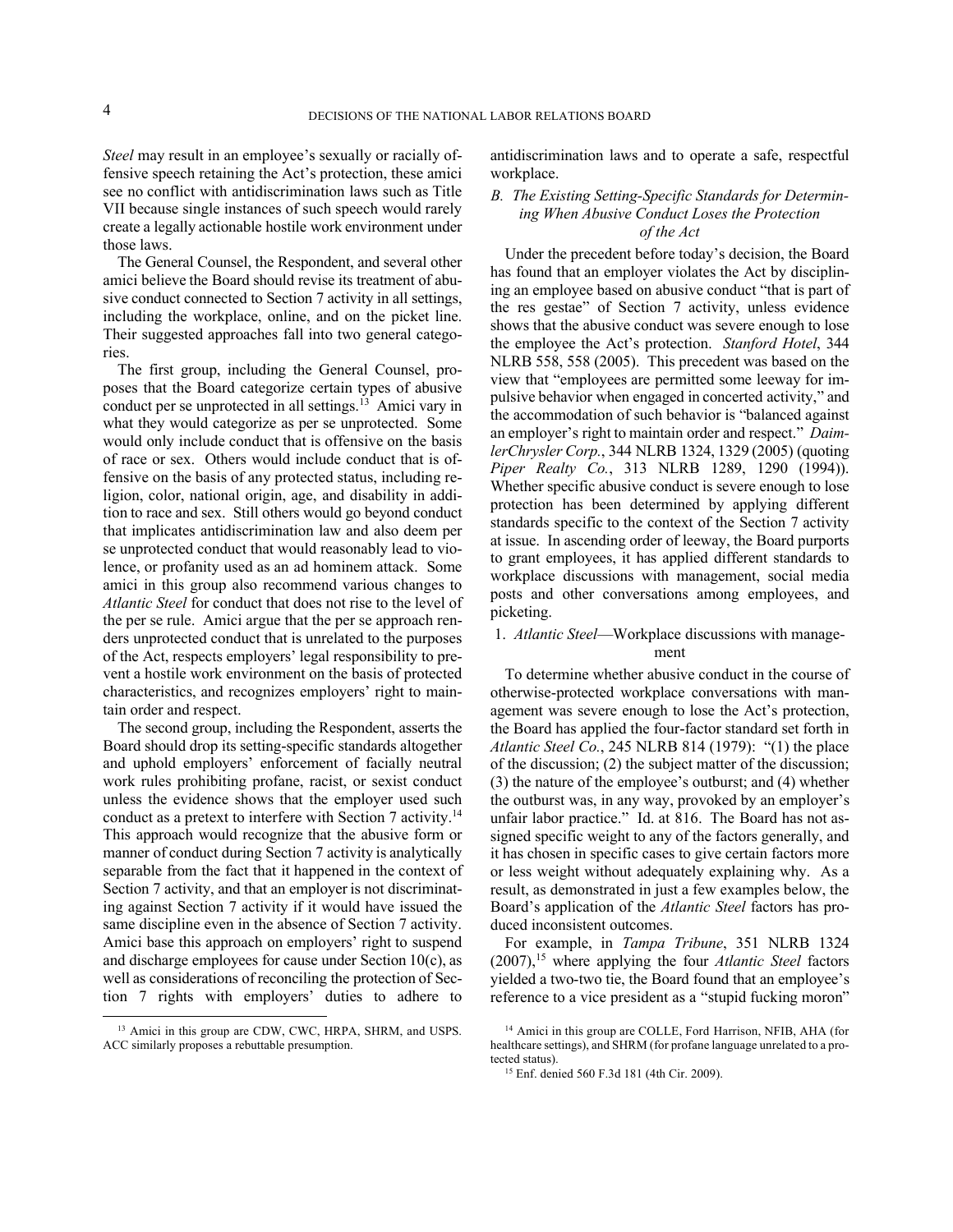*Steel* may result in an employee's sexually or racially offensive speech retaining the Act's protection, these amici see no conflict with antidiscrimination laws such as Title VII because single instances of such speech would rarely create a legally actionable hostile work environment under those laws.

The General Counsel, the Respondent, and several other amici believe the Board should revise its treatment of abusive conduct connected to Section 7 activity in all settings, including the workplace, online, and on the picket line. Their suggested approaches fall into two general categories.

The first group, including the General Counsel, proposes that the Board categorize certain types of abusive conduct per se unprotected in all settings.[13] Amici vary in what they would categorize as per se unprotected. Some would only include conduct that is offensive on the basis of race or sex. Others would include conduct that is offensive on the basis of any protected status, including religion, color, national origin, age, and disability in addition to race and sex. Still others would go beyond conduct that implicates antidiscrimination law and also deem per se unprotected conduct that would reasonably lead to violence, or profanity used as an ad hominem attack. Some amici in this group also recommend various changes to *Atlantic Steel* for conduct that does not rise to the level of the per se rule. Amici argue that the per se approach renders unprotected conduct that is unrelated to the purposes of the Act, respects employers' legal responsibility to prevent a hostile work environment on the basis of protected characteristics, and recognizes employers' right to maintain order and respect.

The second group, including the Respondent, asserts the Board should drop its setting-specific standards altogether and uphold employers' enforcement of facially neutral work rules prohibiting profane, racist, or sexist conduct unless the evidence shows that the employer used such conduct as a pretext to interfere with Section 7 activity.[14] This approach would recognize that the abusive form or manner of conduct during Section 7 activity is analytically separable from the fact that it happened in the context of Section 7 activity, and that an employer is not discriminating against Section 7 activity if it would have issued the same discipline even in the absence of Section 7 activity. Amici base this approach on employers' right to suspend and discharge employees for cause under Section 10(c), as well as considerations of reconciling the protection of Section 7 rights with employers' duties to adhere to antidiscrimination laws and to operate a safe, respectful workplace.

### *B. The Existing Setting-Specific Standards for Determining When Abusive Conduct Loses the Protection of the Act*

Under the precedent before today's decision, the Board has found that an employer violates the Act by disciplining an employee based on abusive conduct "that is part of the res gestae" of Section 7 activity, unless evidence shows that the abusive conduct was severe enough to lose the employee the Act's protection. *Stanford Hotel*, 344 NLRB 558, 558 (2005). This precedent was based on the view that "employees are permitted some leeway for impulsive behavior when engaged in concerted activity," and the accommodation of such behavior is "balanced against an employer's right to maintain order and respect." *DaimlerChrysler Corp.*, 344 NLRB 1324, 1329 (2005) (quoting *Piper Realty Co.*, 313 NLRB 1289, 1290 (1994)). Whether specific abusive conduct is severe enough to lose protection has been determined by applying different standards specific to the context of the Section 7 activity at issue. In ascending order of leeway, the Board purports to grant employees, it has applied different standards to workplace discussions with management, social media posts and other conversations among employees, and picketing.

#### 1. *Atlantic Steel*—Workplace discussions with management

To determine whether abusive conduct in the course of otherwise-protected workplace conversations with management was severe enough to lose the Act's protection, the Board has applied the four-factor standard set forth in *Atlantic Steel Co.*, 245 NLRB 814 (1979): "(1) the place of the discussion; (2) the subject matter of the discussion; (3) the nature of the employee's outburst; and (4) whether the outburst was, in any way, provoked by an employer's unfair labor practice." Id. at 816. The Board has not assigned specific weight to any of the factors generally, and it has chosen in specific cases to give certain factors more or less weight without adequately explaining why. As a result, as demonstrated in just a few examples below, the Board's application of the *Atlantic Steel* factors has produced inconsistent outcomes.

For example, in *Tampa Tribune*, 351 NLRB 1324 (2007),[15] where applying the four *Atlantic Steel* factors yielded a two-two tie, the Board found that an employee's reference to a vice president as a "stupid fucking moron"

---

[13] Amici in this group are CDW, CWC, HRPA, SHRM, and USPS. ACC similarly proposes a rebuttable presumption.

[14] Amici in this group are COLLE, Ford Harrison, NFIB, AHA (for healthcare settings), and SHRM (for profane language unrelated to a protected status).

[15] Enf. denied 560 F.3d 181 (4th Cir. 2009).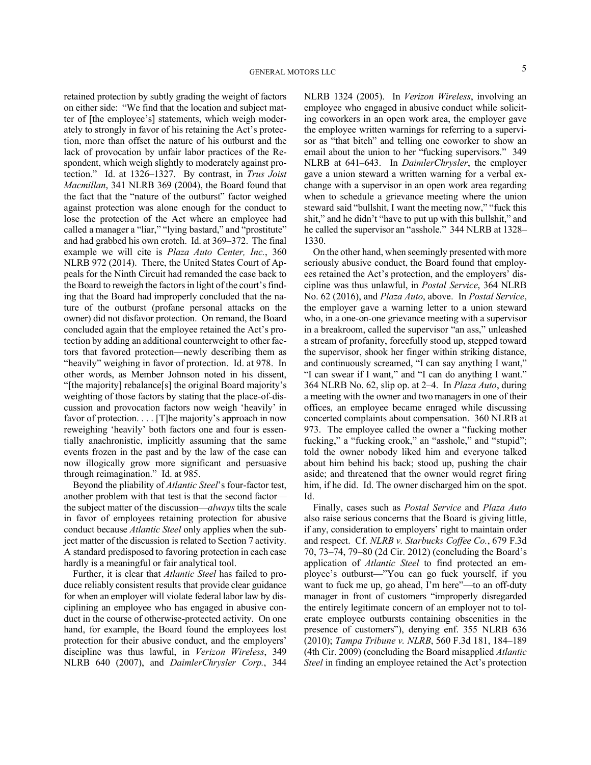retained protection by subtly grading the weight of factors on either side: "We find that the location and subject matter of [the employee's] statements, which weigh moderately to strongly in favor of his retaining the Act's protection, more than offset the nature of his outburst and the lack of provocation by unfair labor practices of the Respondent, which weigh slightly to moderately against protection." Id. at 1326–1327. By contrast, in *Trus Joist Macmillan*, 341 NLRB 369 (2004), the Board found that the fact that the "nature of the outburst" factor weighed against protection was alone enough for the conduct to lose the protection of the Act where an employee had called a manager a "liar," "lying bastard," and "prostitute" and had grabbed his own crotch. Id. at 369–372. The final example we will cite is *Plaza Auto Center, Inc.*, 360 NLRB 972 (2014). There, the United States Court of Appeals for the Ninth Circuit had remanded the case back to the Board to reweigh the factors in light of the court's finding that the Board had improperly concluded that the nature of the outburst (profane personal attacks on the owner) did not disfavor protection. On remand, the Board concluded again that the employee retained the Act's protection by adding an additional counterweight to other factors that favored protection—newly describing them as "heavily" weighing in favor of protection. Id. at 978. In other words, as Member Johnson noted in his dissent, "[the majority] rebalance[s] the original Board majority's weighting of those factors by stating that the place-of-discussion and provocation factors now weigh 'heavily' in favor of protection. . . . [T]he majority's approach in now reweighing 'heavily' both factors one and four is essentially anachronistic, implicitly assuming that the same events frozen in the past and by the law of the case can now illogically grow more significant and persuasive through reimagination." Id. at 985.

Beyond the pliability of *Atlantic Steel*'s four-factor test, another problem with that test is that the second factor—the subject matter of the discussion—*always* tilts the scale in favor of employees retaining protection for abusive conduct because *Atlantic Steel* only applies when the subject matter of the discussion is related to Section 7 activity. A standard predisposed to favoring protection in each case hardly is a meaningful or fair analytical tool.

Further, it is clear that *Atlantic Steel* has failed to produce reliably consistent results that provide clear guidance for when an employer will violate federal labor law by disciplining an employee who has engaged in abusive conduct in the course of otherwise-protected activity. On one hand, for example, the Board found the employees lost protection for their abusive conduct, and the employers' discipline was thus lawful, in *Verizon Wireless*, 349 NLRB 640 (2007), and *DaimlerChrysler Corp.*, 344 NLRB 1324 (2005). In *Verizon Wireless*, involving an employee who engaged in abusive conduct while soliciting coworkers in an open work area, the employer gave the employee written warnings for referring to a supervisor as "that bitch" and telling one coworker to show an email about the union to her "fucking supervisors." 349 NLRB at 641–643. In *DaimlerChrysler*, the employer gave a union steward a written warning for a verbal exchange with a supervisor in an open work area regarding when to schedule a grievance meeting where the union steward said "bullshit, I want the meeting now," "fuck this shit," and he didn't "have to put up with this bullshit," and he called the supervisor an "asshole." 344 NLRB at 1328–1330.

On the other hand, when seemingly presented with more seriously abusive conduct, the Board found that employees retained the Act's protection, and the employers' discipline was thus unlawful, in *Postal Service*, 364 NLRB No. 62 (2016), and *Plaza Auto*, above. In *Postal Service*, the employer gave a warning letter to a union steward who, in a one-on-one grievance meeting with a supervisor in a breakroom, called the supervisor "an ass," unleashed a stream of profanity, forcefully stood up, stepped toward the supervisor, shook her finger within striking distance, and continuously screamed, "I can say anything I want," "I can swear if I want," and "I can do anything I want." 364 NLRB No. 62, slip op. at 2–4. In *Plaza Auto*, during a meeting with the owner and two managers in one of their offices, an employee became enraged while discussing concerted complaints about compensation. 360 NLRB at 973. The employee called the owner a "fucking mother fucking," a "fucking crook," an "asshole," and "stupid"; told the owner nobody liked him and everyone talked about him behind his back; stood up, pushing the chair aside; and threatened that the owner would regret firing him, if he did. Id. The owner discharged him on the spot. Id.

Finally, cases such as *Postal Service* and *Plaza Auto* also raise serious concerns that the Board is giving little, if any, consideration to employers' right to maintain order and respect. Cf. *NLRB v. Starbucks Coffee Co.*, 679 F.3d 70, 73–74, 79–80 (2d Cir. 2012) (concluding the Board's application of *Atlantic Steel* to find protected an employee's outburst—"You can go fuck yourself, if you want to fuck me up, go ahead, I'm here"—to an off-duty manager in front of customers "improperly disregarded the entirely legitimate concern of an employer not to tolerate employee outbursts containing obscenities in the presence of customers"), denying enf. 355 NLRB 636 (2010); *Tampa Tribune v. NLRB*, 560 F.3d 181, 184–189 (4th Cir. 2009) (concluding the Board misapplied *Atlantic Steel* in finding an employee retained the Act's protection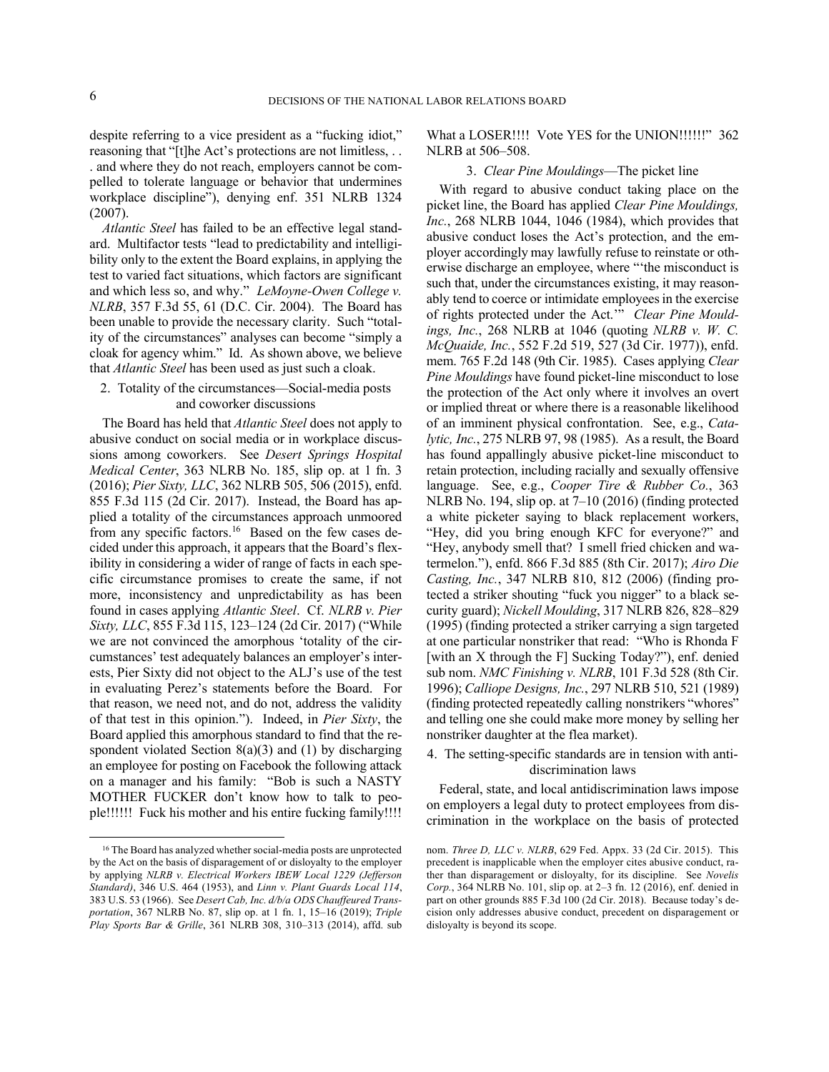despite referring to a vice president as a "fucking idiot," reasoning that "[t]he Act's protections are not limitless, . . . and where they do not reach, employers cannot be compelled to tolerate language or behavior that undermines workplace discipline"), denying enf. 351 NLRB 1324 (2007).

*Atlantic Steel* has failed to be an effective legal standard. Multifactor tests "lead to predictability and intelligibility only to the extent the Board explains, in applying the test to varied fact situations, which factors are significant and which less so, and why." *LeMoyne-Owen College v. NLRB*, 357 F.3d 55, 61 (D.C. Cir. 2004). The Board has been unable to provide the necessary clarity. Such "totality of the circumstances" analyses can become "simply a cloak for agency whim." Id. As shown above, we believe that *Atlantic Steel* has been used as just such a cloak.

2. Totality of the circumstances—Social-media posts and coworker discussions

The Board has held that *Atlantic Steel* does not apply to abusive conduct on social media or in workplace discussions among coworkers. See *Desert Springs Hospital Medical Center*, 363 NLRB No. 185, slip op. at 1 fn. 3 (2016); *Pier Sixty, LLC*, 362 NLRB 505, 506 (2015), enfd. 855 F.3d 115 (2d Cir. 2017). Instead, the Board has applied a totality of the circumstances approach unmoored from any specific factors.[16] Based on the few cases decided under this approach, it appears that the Board's flexibility in considering a wider of range of facts in each specific circumstance promises to create the same, if not more, inconsistency and unpredictability as has been found in cases applying *Atlantic Steel*. Cf. *NLRB v. Pier Sixty, LLC*, 855 F.3d 115, 123–124 (2d Cir. 2017) ("While we are not convinced the amorphous 'totality of the circumstances' test adequately balances an employer's interests, Pier Sixty did not object to the ALJ's use of the test in evaluating Perez's statements before the Board. For that reason, we need not, and do not, address the validity of that test in this opinion."). Indeed, in *Pier Sixty*, the Board applied this amorphous standard to find that the respondent violated Section 8(a)(3) and (1) by discharging an employee for posting on Facebook the following attack on a manager and his family: "Bob is such a NASTY MOTHER FUCKER don't know how to talk to people!!!!!! Fuck his mother and his entire fucking family!!!! What a LOSER!!!! Vote YES for the UNION!!!!!!" 362 NLRB at 506–508.

3. *Clear Pine Mouldings*—The picket line

With regard to abusive conduct taking place on the picket line, the Board has applied *Clear Pine Mouldings, Inc.*, 268 NLRB 1044, 1046 (1984), which provides that abusive conduct loses the Act's protection, and the employer accordingly may lawfully refuse to reinstate or otherwise discharge an employee, where "'the misconduct is such that, under the circumstances existing, it may reasonably tend to coerce or intimidate employees in the exercise of rights protected under the Act.'" *Clear Pine Mouldings, Inc.*, 268 NLRB at 1046 (quoting *NLRB v. W. C. McQuaide, Inc.*, 552 F.2d 519, 527 (3d Cir. 1977)), enfd. mem. 765 F.2d 148 (9th Cir. 1985). Cases applying *Clear Pine Mouldings* have found picket-line misconduct to lose the protection of the Act only where it involves an overt or implied threat or where there is a reasonable likelihood of an imminent physical confrontation. See, e.g., *Catalytic, Inc.*, 275 NLRB 97, 98 (1985). As a result, the Board has found appallingly abusive picket-line misconduct to retain protection, including racially and sexually offensive language. See, e.g., *Cooper Tire & Rubber Co.*, 363 NLRB No. 194, slip op. at 7–10 (2016) (finding protected a white picketer saying to black replacement workers, "Hey, did you bring enough KFC for everyone?" and "Hey, anybody smell that? I smell fried chicken and watermelon."), enfd. 866 F.3d 885 (8th Cir. 2017); *Airo Die Casting, Inc.*, 347 NLRB 810, 812 (2006) (finding protected a striker shouting "fuck you nigger" to a black security guard); *Nickell Moulding*, 317 NLRB 826, 828–829 (1995) (finding protected a striker carrying a sign targeted at one particular nonstriker that read: "Who is Rhonda F [with an X through the F] Sucking Today?"), enf. denied sub nom. *NMC Finishing v. NLRB*, 101 F.3d 528 (8th Cir. 1996); *Calliope Designs, Inc.*, 297 NLRB 510, 521 (1989) (finding protected repeatedly calling nonstrikers "whores" and telling one she could make more money by selling her nonstriker daughter at the flea market).

4. The setting-specific standards are in tension with antidiscrimination laws

Federal, state, and local antidiscrimination laws impose on employers a legal duty to protect employees from discrimination in the workplace on the basis of protected

---

[16] The Board has analyzed whether social-media posts are unprotected by the Act on the basis of disparagement of or disloyalty to the employer by applying *NLRB v. Electrical Workers IBEW Local 1229 (Jefferson Standard)*, 346 U.S. 464 (1953), and *Linn v. Plant Guards Local 114*, 383 U.S. 53 (1966). See *Desert Cab, Inc. d/b/a ODS Chauffeured Transportation*, 367 NLRB No. 87, slip op. at 1 fn. 1, 15–16 (2019); *Triple Play Sports Bar & Grille*, 361 NLRB 308, 310–313 (2014), affd. sub nom. *Three D, LLC v. NLRB*, 629 Fed. Appx. 33 (2d Cir. 2015). This precedent is inapplicable when the employer cites abusive conduct, rather than disparagement or disloyalty, for its discipline. See *Novelis Corp.*, 364 NLRB No. 101, slip op. at 2–3 fn. 12 (2016), enf. denied in part on other grounds 885 F.3d 100 (2d Cir. 2018). Because today's decision only addresses abusive conduct, precedent on disparagement or disloyalty is beyond its scope.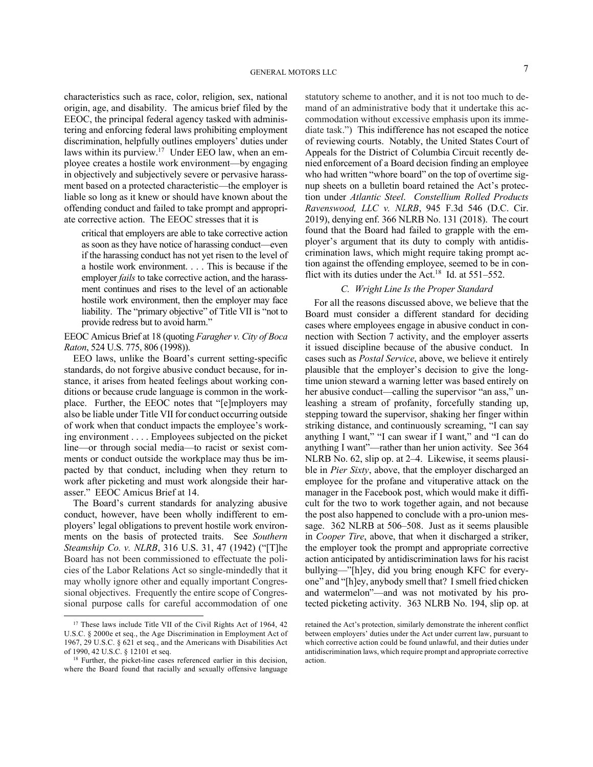characteristics such as race, color, religion, sex, national origin, age, and disability. The amicus brief filed by the EEOC, the principal federal agency tasked with administering and enforcing federal laws prohibiting employment discrimination, helpfully outlines employers' duties under laws within its purview.[17] Under EEO law, when an employee creates a hostile work environment—by engaging in objectively and subjectively severe or pervasive harassment based on a protected characteristic—the employer is liable so long as it knew or should have known about the offending conduct and failed to take prompt and appropriate corrective action. The EEOC stresses that it is

> critical that employers are able to take corrective action as soon as they have notice of harassing conduct—even if the harassing conduct has not yet risen to the level of a hostile work environment. . . . This is because if the employer *fails* to take corrective action, and the harassment continues and rises to the level of an actionable hostile work environment, then the employer may face liability. The "primary objective" of Title VII is "not to provide redress but to avoid harm."

EEOC Amicus Brief at 18 (quoting *Faragher v. City of Boca Raton*, 524 U.S. 775, 806 (1998)).

EEO laws, unlike the Board's current setting-specific standards, do not forgive abusive conduct because, for instance, it arises from heated feelings about working conditions or because crude language is common in the workplace. Further, the EEOC notes that "[e]mployers may also be liable under Title VII for conduct occurring outside of work when that conduct impacts the employee's working environment . . . . Employees subjected on the picket line—or through social media—to racist or sexist comments or conduct outside the workplace may thus be impacted by that conduct, including when they return to work after picketing and must work alongside their harasser." EEOC Amicus Brief at 14.

The Board's current standards for analyzing abusive conduct, however, have been wholly indifferent to employers' legal obligations to prevent hostile work environments on the basis of protected traits. See *Southern Steamship Co. v. NLRB*, 316 U.S. 31, 47 (1942) ("[T]he Board has not been commissioned to effectuate the policies of the Labor Relations Act so single-mindedly that it may wholly ignore other and equally important Congressional objectives. Frequently the entire scope of Congressional purpose calls for careful accommodation of one statutory scheme to another, and it is not too much to demand of an administrative body that it undertake this accommodation without excessive emphasis upon its immediate task.") This indifference has not escaped the notice of reviewing courts. Notably, the United States Court of Appeals for the District of Columbia Circuit recently denied enforcement of a Board decision finding an employee who had written "whore board" on the top of overtime signup sheets on a bulletin board retained the Act's protection under *Atlantic Steel*. *Constellium Rolled Products Ravenswood, LLC v. NLRB*, 945 F.3d 546 (D.C. Cir. 2019), denying enf. 366 NLRB No. 131 (2018). The court found that the Board had failed to grapple with the employer's argument that its duty to comply with antidiscrimination laws, which might require taking prompt action against the offending employee, seemed to be in conflict with its duties under the Act.[18] Id. at 551–552.

### *C. Wright Line Is the Proper Standard*

For all the reasons discussed above, we believe that the Board must consider a different standard for deciding cases where employees engage in abusive conduct in connection with Section 7 activity, and the employer asserts it issued discipline because of the abusive conduct. In cases such as *Postal Service*, above, we believe it entirely plausible that the employer's decision to give the longtime union steward a warning letter was based entirely on her abusive conduct—calling the supervisor "an ass," unleashing a stream of profanity, forcefully standing up, stepping toward the supervisor, shaking her finger within striking distance, and continuously screaming, "I can say anything I want," "I can swear if I want," and "I can do anything I want"—rather than her union activity. See 364 NLRB No. 62, slip op. at 2–4. Likewise, it seems plausible in *Pier Sixty*, above, that the employer discharged an employee for the profane and vituperative attack on the manager in the Facebook post, which would make it difficult for the two to work together again, and not because the post also happened to conclude with a pro-union message. 362 NLRB at 506–508. Just as it seems plausible in *Cooper Tire*, above, that when it discharged a striker, the employer took the prompt and appropriate corrective action anticipated by antidiscrimination laws for his racist bullying—"[h]ey, did you bring enough KFC for everyone" and "[h]ey, anybody smell that? I smell fried chicken and watermelon"—and was not motivated by his protected picketing activity. 363 NLRB No. 194, slip op. at

---

[17] These laws include Title VII of the Civil Rights Act of 1964, 42 U.S.C. § 2000e et seq., the Age Discrimination in Employment Act of 1967, 29 U.S.C. § 621 et seq., and the Americans with Disabilities Act of 1990, 42 U.S.C. § 12101 et seq.

[18] Further, the picket-line cases referenced earlier in this decision, where the Board found that racially and sexually offensive language retained the Act's protection, similarly demonstrate the inherent conflict between employers' duties under the Act under current law, pursuant to which corrective action could be found unlawful, and their duties under antidiscrimination laws, which require prompt and appropriate corrective action.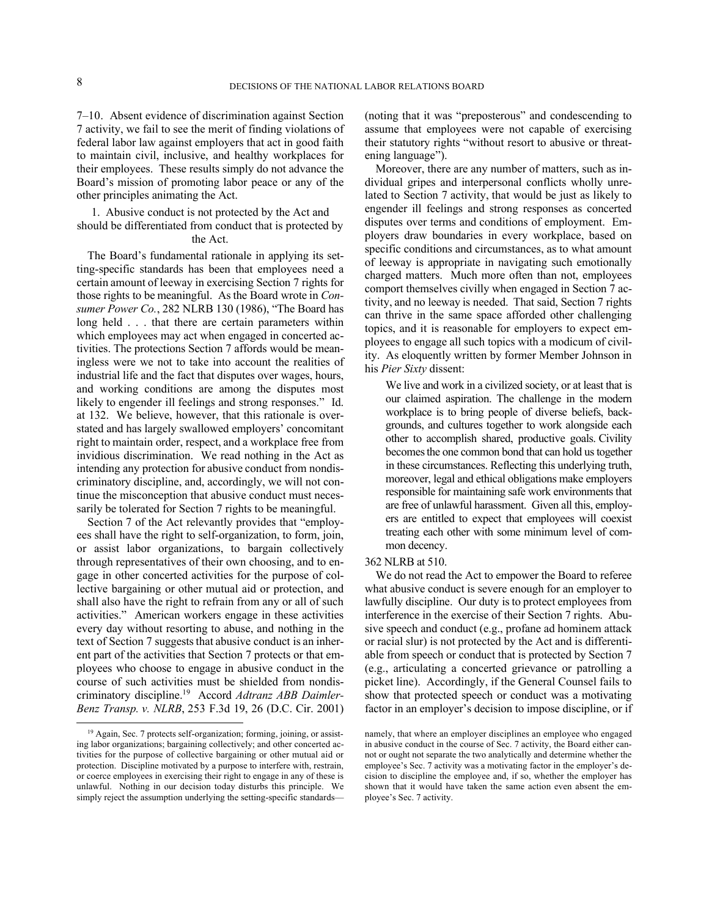7–10. Absent evidence of discrimination against Section 7 activity, we fail to see the merit of finding violations of federal labor law against employers that act in good faith to maintain civil, inclusive, and healthy workplaces for their employees. These results simply do not advance the Board's mission of promoting labor peace or any of the other principles animating the Act.

### 1. Abusive conduct is not protected by the Act and should be differentiated from conduct that is protected by the Act.

The Board's fundamental rationale in applying its setting-specific standards has been that employees need a certain amount of leeway in exercising Section 7 rights for those rights to be meaningful. As the Board wrote in *Consumer Power Co.*, 282 NLRB 130 (1986), "The Board has long held . . . that there are certain parameters within which employees may act when engaged in concerted activities. The protections Section 7 affords would be meaningless were we not to take into account the realities of industrial life and the fact that disputes over wages, hours, and working conditions are among the disputes most likely to engender ill feelings and strong responses." Id. at 132. We believe, however, that this rationale is overstated and has largely swallowed employers' concomitant right to maintain order, respect, and a workplace free from invidious discrimination. We read nothing in the Act as intending any protection for abusive conduct from nondiscriminatory discipline, and, accordingly, we will not continue the misconception that abusive conduct must necessarily be tolerated for Section 7 rights to be meaningful.

Section 7 of the Act relevantly provides that "employees shall have the right to self-organization, to form, join, or assist labor organizations, to bargain collectively through representatives of their own choosing, and to engage in other concerted activities for the purpose of collective bargaining or other mutual aid or protection, and shall also have the right to refrain from any or all of such activities." American workers engage in these activities every day without resorting to abuse, and nothing in the text of Section 7 suggests that abusive conduct is an inherent part of the activities that Section 7 protects or that employees who choose to engage in abusive conduct in the course of such activities must be shielded from nondiscriminatory discipline.[19] Accord *Adtranz ABB Daimler-Benz Transp. v. NLRB*, 253 F.3d 19, 26 (D.C. Cir. 2001) (noting that it was "preposterous" and condescending to assume that employees were not capable of exercising their statutory rights "without resort to abusive or threatening language").

Moreover, there are any number of matters, such as individual gripes and interpersonal conflicts wholly unrelated to Section 7 activity, that would be just as likely to engender ill feelings and strong responses as concerted disputes over terms and conditions of employment. Employers draw boundaries in every workplace, based on specific conditions and circumstances, as to what amount of leeway is appropriate in navigating such emotionally charged matters. Much more often than not, employees comport themselves civilly when engaged in Section 7 activity, and no leeway is needed. That said, Section 7 rights can thrive in the same space afforded other challenging topics, and it is reasonable for employers to expect employees to engage all such topics with a modicum of civility. As eloquently written by former Member Johnson in his *Pier Sixty* dissent:

> We live and work in a civilized society, or at least that is our claimed aspiration. The challenge in the modern workplace is to bring people of diverse beliefs, backgrounds, and cultures together to work alongside each other to accomplish shared, productive goals. Civility becomes the one common bond that can hold us together in these circumstances. Reflecting this underlying truth, moreover, legal and ethical obligations make employers responsible for maintaining safe work environments that are free of unlawful harassment. Given all this, employers are entitled to expect that employees will coexist treating each other with some minimum level of common decency.

362 NLRB at 510.

We do not read the Act to empower the Board to referee what abusive conduct is severe enough for an employer to lawfully discipline. Our duty is to protect employees from interference in the exercise of their Section 7 rights. Abusive speech and conduct (e.g., profane ad hominem attack or racial slur) is not protected by the Act and is differentiable from speech or conduct that is protected by Section 7 (e.g., articulating a concerted grievance or patrolling a picket line). Accordingly, if the General Counsel fails to show that protected speech or conduct was a motivating factor in an employer's decision to impose discipline, or if

---

[19] Again, Sec. 7 protects self-organization; forming, joining, or assisting labor organizations; bargaining collectively; and other concerted activities for the purpose of collective bargaining or other mutual aid or protection. Discipline motivated by a purpose to interfere with, restrain, or coerce employees in exercising their right to engage in any of these is unlawful. Nothing in our decision today disturbs this principle. We simply reject the assumption underlying the setting-specific standards—namely, that where an employer disciplines an employee who engaged in abusive conduct in the course of Sec. 7 activity, the Board either cannot or ought not separate the two analytically and determine whether the employee's Sec. 7 activity was a motivating factor in the employer's decision to discipline the employee and, if so, whether the employer has shown that it would have taken the same action even absent the employee's Sec. 7 activity.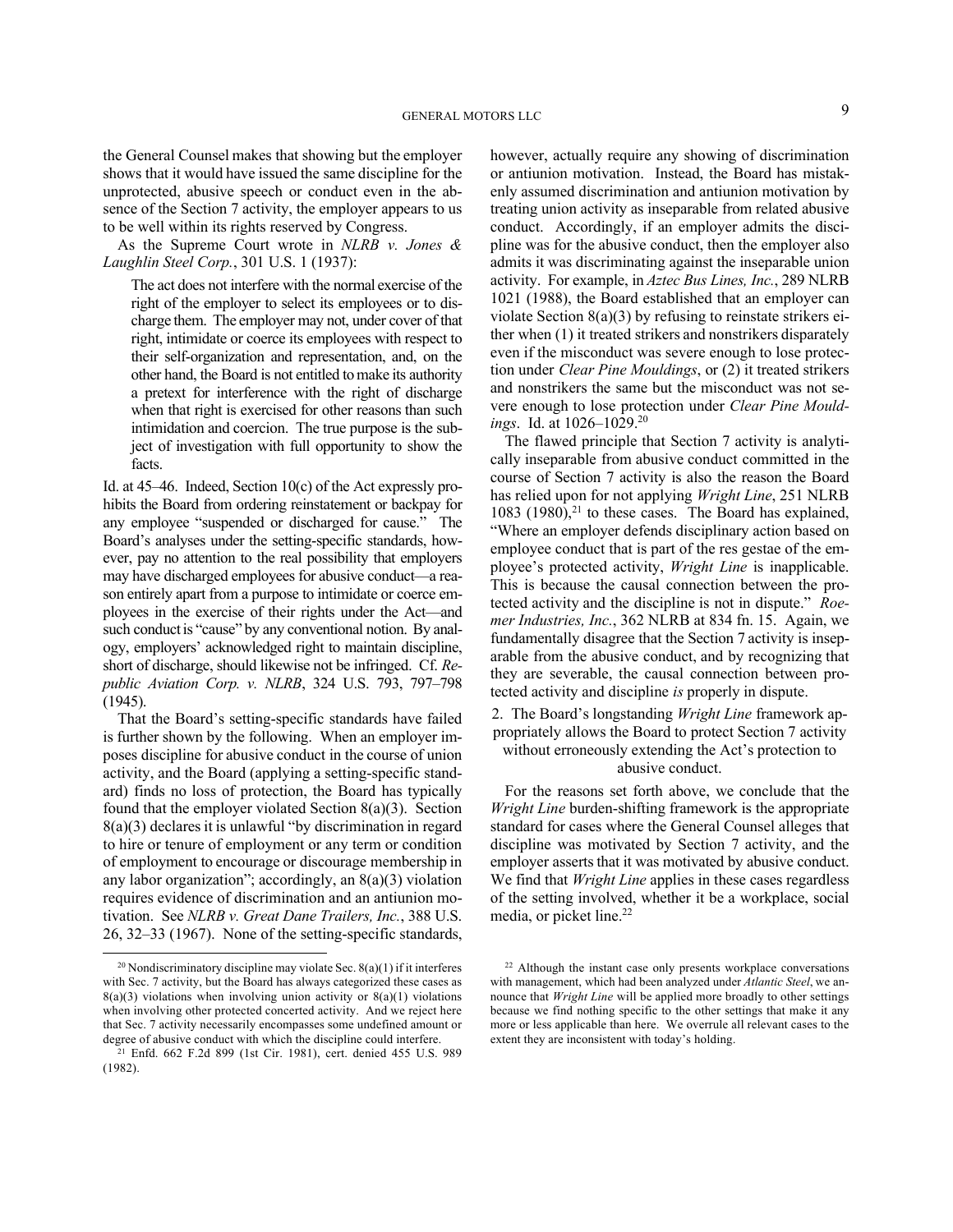the General Counsel makes that showing but the employer shows that it would have issued the same discipline for the unprotected, abusive speech or conduct even in the absence of the Section 7 activity, the employer appears to us to be well within its rights reserved by Congress.

As the Supreme Court wrote in *NLRB v. Jones & Laughlin Steel Corp.*, 301 U.S. 1 (1937):

> The act does not interfere with the normal exercise of the right of the employer to select its employees or to discharge them. The employer may not, under cover of that right, intimidate or coerce its employees with respect to their self-organization and representation, and, on the other hand, the Board is not entitled to make its authority a pretext for interference with the right of discharge when that right is exercised for other reasons than such intimidation and coercion. The true purpose is the subject of investigation with full opportunity to show the facts.

Id. at 45–46. Indeed, Section 10(c) of the Act expressly prohibits the Board from ordering reinstatement or backpay for any employee "suspended or discharged for cause." The Board's analyses under the setting-specific standards, however, pay no attention to the real possibility that employers may have discharged employees for abusive conduct—a reason entirely apart from a purpose to intimidate or coerce employees in the exercise of their rights under the Act—and such conduct is "cause" by any conventional notion. By analogy, employers' acknowledged right to maintain discipline, short of discharge, should likewise not be infringed. Cf. *Republic Aviation Corp. v. NLRB*, 324 U.S. 793, 797–798 (1945).

That the Board's setting-specific standards have failed is further shown by the following. When an employer imposes discipline for abusive conduct in the course of union activity, and the Board (applying a setting-specific standard) finds no loss of protection, the Board has typically found that the employer violated Section 8(a)(3). Section 8(a)(3) declares it is unlawful "by discrimination in regard to hire or tenure of employment or any term or condition of employment to encourage or discourage membership in any labor organization"; accordingly, an 8(a)(3) violation requires evidence of discrimination and an antiunion motivation. See *NLRB v. Great Dane Trailers, Inc.*, 388 U.S. 26, 32–33 (1967). None of the setting-specific standards, however, actually require any showing of discrimination or antiunion motivation. Instead, the Board has mistakenly assumed discrimination and antiunion motivation by treating union activity as inseparable from related abusive conduct. Accordingly, if an employer admits the discipline was for the abusive conduct, then the employer also admits it was discriminating against the inseparable union activity. For example, in *Aztec Bus Lines, Inc.*, 289 NLRB 1021 (1988), the Board established that an employer can violate Section 8(a)(3) by refusing to reinstate strikers either when (1) it treated strikers and nonstrikers disparately even if the misconduct was severe enough to lose protection under *Clear Pine Mouldings*, or (2) it treated strikers and nonstrikers the same but the misconduct was not severe enough to lose protection under *Clear Pine Mouldings*. Id. at 1026–1029.[20]

The flawed principle that Section 7 activity is analytically inseparable from abusive conduct committed in the course of Section 7 activity is also the reason the Board has relied upon for not applying *Wright Line*, 251 NLRB 1083 (1980),[21] to these cases. The Board has explained, "Where an employer defends disciplinary action based on employee conduct that is part of the res gestae of the employee's protected activity, *Wright Line* is inapplicable. This is because the causal connection between the protected activity and the discipline is not in dispute." *Roemer Industries, Inc.*, 362 NLRB at 834 fn. 15. Again, we fundamentally disagree that the Section 7 activity is inseparable from the abusive conduct, and by recognizing that they are severable, the causal connection between protected activity and discipline *is* properly in dispute.

### 2. The Board's longstanding *Wright Line* framework appropriately allows the Board to protect Section 7 activity without erroneously extending the Act's protection to abusive conduct.

For the reasons set forth above, we conclude that the *Wright Line* burden-shifting framework is the appropriate standard for cases where the General Counsel alleges that discipline was motivated by Section 7 activity, and the employer asserts that it was motivated by abusive conduct. We find that *Wright Line* applies in these cases regardless of the setting involved, whether it be a workplace, social media, or picket line.[22]

[20] Nondiscriminatory discipline may violate Sec. 8(a)(1) if it interferes with Sec. 7 activity, but the Board has always categorized these cases as 8(a)(3) violations when involving union activity or 8(a)(1) violations when involving other protected concerted activity. And we reject here that Sec. 7 activity necessarily encompasses some undefined amount or degree of abusive conduct with which the discipline could interfere.

[21] Enfd. 662 F.2d 899 (1st Cir. 1981), cert. denied 455 U.S. 989 (1982).

[22] Although the instant case only presents workplace conversations with management, which had been analyzed under *Atlantic Steel*, we announce that *Wright Line* will be applied more broadly to other settings because we find nothing specific to the other settings that make it any more or less applicable than here. We overrule all relevant cases to the extent they are inconsistent with today's holding.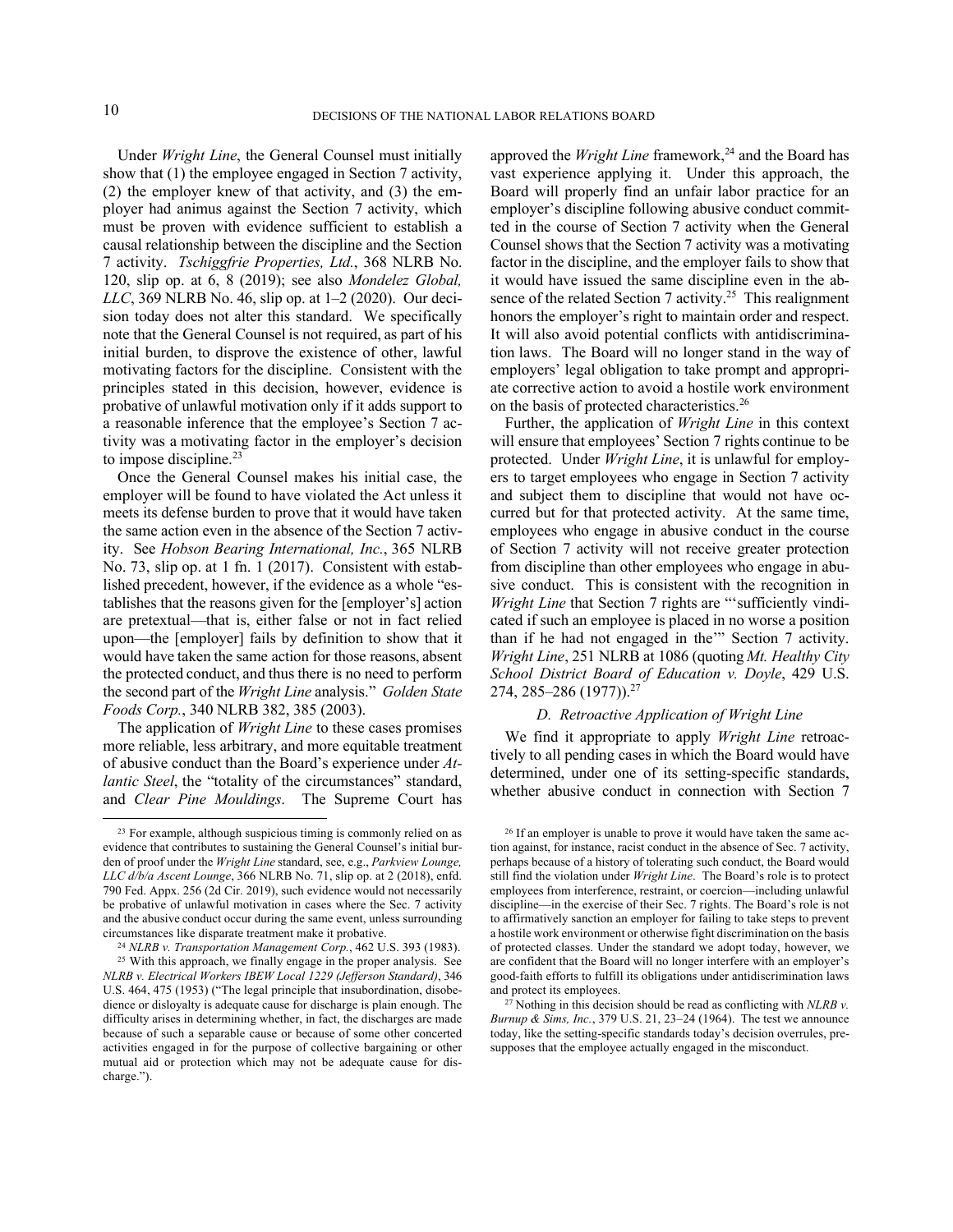Under *Wright Line*, the General Counsel must initially show that (1) the employee engaged in Section 7 activity, (2) the employer knew of that activity, and (3) the employer had animus against the Section 7 activity, which must be proven with evidence sufficient to establish a causal relationship between the discipline and the Section 7 activity. *Tschiggfrie Properties, Ltd.*, 368 NLRB No. 120, slip op. at 6, 8 (2019); see also *Mondelez Global, LLC*, 369 NLRB No. 46, slip op. at 1–2 (2020). Our decision today does not alter this standard. We specifically note that the General Counsel is not required, as part of his initial burden, to disprove the existence of other, lawful motivating factors for the discipline. Consistent with the principles stated in this decision, however, evidence is probative of unlawful motivation only if it adds support to a reasonable inference that the employee's Section 7 activity was a motivating factor in the employer's decision to impose discipline.[23]

Once the General Counsel makes his initial case, the employer will be found to have violated the Act unless it meets its defense burden to prove that it would have taken the same action even in the absence of the Section 7 activity. See *Hobson Bearing International, Inc.*, 365 NLRB No. 73, slip op. at 1 fn. 1 (2017). Consistent with established precedent, however, if the evidence as a whole "establishes that the reasons given for the [employer's] action are pretextual—that is, either false or not in fact relied upon—the [employer] fails by definition to show that it would have taken the same action for those reasons, absent the protected conduct, and thus there is no need to perform the second part of the *Wright Line* analysis." *Golden State Foods Corp.*, 340 NLRB 382, 385 (2003).

The application of *Wright Line* to these cases promises more reliable, less arbitrary, and more equitable treatment of abusive conduct than the Board's experience under *Atlantic Steel*, the "totality of the circumstances" standard, and *Clear Pine Mouldings*. The Supreme Court has approved the *Wright Line* framework,[24] and the Board has vast experience applying it. Under this approach, the Board will properly find an unfair labor practice for an employer's discipline following abusive conduct committed in the course of Section 7 activity when the General Counsel shows that the Section 7 activity was a motivating factor in the discipline, and the employer fails to show that it would have issued the same discipline even in the absence of the related Section 7 activity.[25] This realignment honors the employer's right to maintain order and respect. It will also avoid potential conflicts with antidiscrimination laws. The Board will no longer stand in the way of employers' legal obligation to take prompt and appropriate corrective action to avoid a hostile work environment on the basis of protected characteristics.[26]

Further, the application of *Wright Line* in this context will ensure that employees' Section 7 rights continue to be protected. Under *Wright Line*, it is unlawful for employers to target employees who engage in Section 7 activity and subject them to discipline that would not have occurred but for that protected activity. At the same time, employees who engage in abusive conduct in the course of Section 7 activity will not receive greater protection from discipline than other employees who engage in abusive conduct. This is consistent with the recognition in *Wright Line* that Section 7 rights are "'sufficiently vindicated if such an employee is placed in no worse a position than if he had not engaged in the'" Section 7 activity. *Wright Line*, 251 NLRB at 1086 (quoting *Mt. Healthy City School District Board of Education v. Doyle*, 429 U.S. 274, 285–286 (1977)).[27]

### *D. Retroactive Application of Wright Line*

We find it appropriate to apply *Wright Line* retroactively to all pending cases in which the Board would have determined, under one of its setting-specific standards, whether abusive conduct in connection with Section 7

---

[23] For example, although suspicious timing is commonly relied on as evidence that contributes to sustaining the General Counsel's initial burden of proof under the *Wright Line* standard, see, e.g., *Parkview Lounge, LLC d/b/a Ascent Lounge*, 366 NLRB No. 71, slip op. at 2 (2018), enfd. 790 Fed. Appx. 256 (2d Cir. 2019), such evidence would not necessarily be probative of unlawful motivation in cases where the Sec. 7 activity and the abusive conduct occur during the same event, unless surrounding circumstances like disparate treatment make it probative.

[24] *NLRB v. Transportation Management Corp.*, 462 U.S. 393 (1983).

[25] With this approach, we finally engage in the proper analysis. See *NLRB v. Electrical Workers IBEW Local 1229 (Jefferson Standard)*, 346 U.S. 464, 475 (1953) ("The legal principle that insubordination, disobedience or disloyalty is adequate cause for discharge is plain enough. The difficulty arises in determining whether, in fact, the discharges are made because of such a separable cause or because of some other concerted activities engaged in for the purpose of collective bargaining or other mutual aid or protection which may not be adequate cause for discharge.").

[26] If an employer is unable to prove it would have taken the same action against, for instance, racist conduct in the absence of Sec. 7 activity, perhaps because of a history of tolerating such conduct, the Board would still find the violation under *Wright Line*. The Board's role is to protect employees from interference, restraint, or coercion—including unlawful discipline—in the exercise of their Sec. 7 rights. The Board's role is not to affirmatively sanction an employer for failing to take steps to prevent a hostile work environment or otherwise fight discrimination on the basis of protected classes. Under the standard we adopt today, however, we are confident that the Board will no longer interfere with an employer's good-faith efforts to fulfill its obligations under antidiscrimination laws and protect its employees.

[27] Nothing in this decision should be read as conflicting with *NLRB v. Burnup & Sims, Inc.*, 379 U.S. 21, 23–24 (1964). The test we announce today, like the setting-specific standards today's decision overrules, presupposes that the employee actually engaged in the misconduct.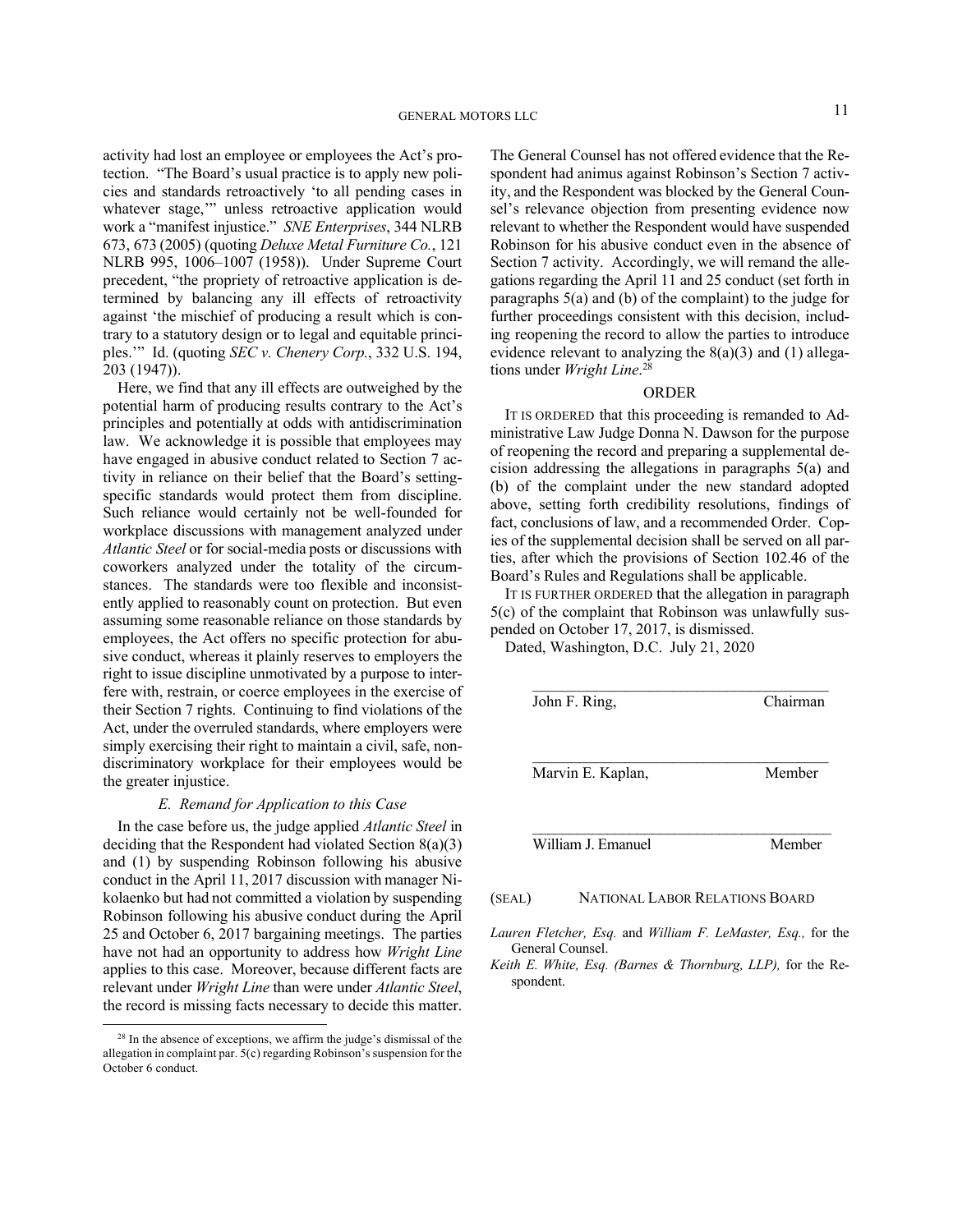activity had lost an employee or employees the Act's protection. "The Board's usual practice is to apply new policies and standards retroactively 'to all pending cases in whatever stage,'" unless retroactive application would work a "manifest injustice." *SNE Enterprises*, 344 NLRB 673, 673 (2005) (quoting *Deluxe Metal Furniture Co.*, 121 NLRB 995, 1006–1007 (1958)). Under Supreme Court precedent, "the propriety of retroactive application is determined by balancing any ill effects of retroactivity against 'the mischief of producing a result which is contrary to a statutory design or to legal and equitable principles.'" Id. (quoting *SEC v. Chenery Corp.*, 332 U.S. 194, 203 (1947)).

Here, we find that any ill effects are outweighed by the potential harm of producing results contrary to the Act's principles and potentially at odds with antidiscrimination law. We acknowledge it is possible that employees may have engaged in abusive conduct related to Section 7 activity in reliance on their belief that the Board's setting-specific standards would protect them from discipline. Such reliance would certainly not be well-founded for workplace discussions with management analyzed under *Atlantic Steel* or for social-media posts or discussions with coworkers analyzed under the totality of the circumstances. The standards were too flexible and inconsistently applied to reasonably count on protection. But even assuming some reasonable reliance on those standards by employees, the Act offers no specific protection for abusive conduct, whereas it plainly reserves to employers the right to issue discipline unmotivated by a purpose to interfere with, restrain, or coerce employees in the exercise of their Section 7 rights. Continuing to find violations of the Act, under the overruled standards, where employers were simply exercising their right to maintain a civil, safe, nondiscriminatory workplace for their employees would be the greater injustice.

### *E. Remand for Application to this Case*

In the case before us, the judge applied *Atlantic Steel* in deciding that the Respondent had violated Section 8(a)(3) and (1) by suspending Robinson following his abusive conduct in the April 11, 2017 discussion with manager Nikolaenko but had not committed a violation by suspending Robinson following his abusive conduct during the April 25 and October 6, 2017 bargaining meetings. The parties have not had an opportunity to address how *Wright Line* applies to this case. Moreover, because different facts are relevant under *Wright Line* than were under *Atlantic Steel*, the record is missing facts necessary to decide this matter. The General Counsel has not offered evidence that the Respondent had animus against Robinson's Section 7 activity, and the Respondent was blocked by the General Counsel's relevance objection from presenting evidence now relevant to whether the Respondent would have suspended Robinson for his abusive conduct even in the absence of Section 7 activity. Accordingly, we will remand the allegations regarding the April 11 and 25 conduct (set forth in paragraphs 5(a) and (b) of the complaint) to the judge for further proceedings consistent with this decision, including reopening the record to allow the parties to introduce evidence relevant to analyzing the 8(a)(3) and (1) allegations under *Wright Line*.[28]

## ORDER

IT IS ORDERED that this proceeding is remanded to Administrative Law Judge Donna N. Dawson for the purpose of reopening the record and preparing a supplemental decision addressing the allegations in paragraphs 5(a) and (b) of the complaint under the new standard adopted above, setting forth credibility resolutions, findings of fact, conclusions of law, and a recommended Order. Copies of the supplemental decision shall be served on all parties, after which the provisions of Section 102.46 of the Board's Rules and Regulations shall be applicable.

IT IS FURTHER ORDERED that the allegation in paragraph 5(c) of the complaint that Robinson was unlawfully suspended on October 17, 2017, is dismissed.

Dated, Washington, D.C. July 21, 2020

______________________________________
John F. Ring, Chairman

______________________________________
Marvin E. Kaplan, Member

______________________________________
William J. Emanuel Member

(SEAL) NATIONAL LABOR RELATIONS BOARD

*Lauren Fletcher, Esq.* and *William F. LeMaster, Esq.,* for the General Counsel.

*Keith E. White, Esq. (Barnes & Thornburg, LLP),* for the Respondent.

---

[28] In the absence of exceptions, we affirm the judge's dismissal of the allegation in complaint par. 5(c) regarding Robinson's suspension for the October 6 conduct.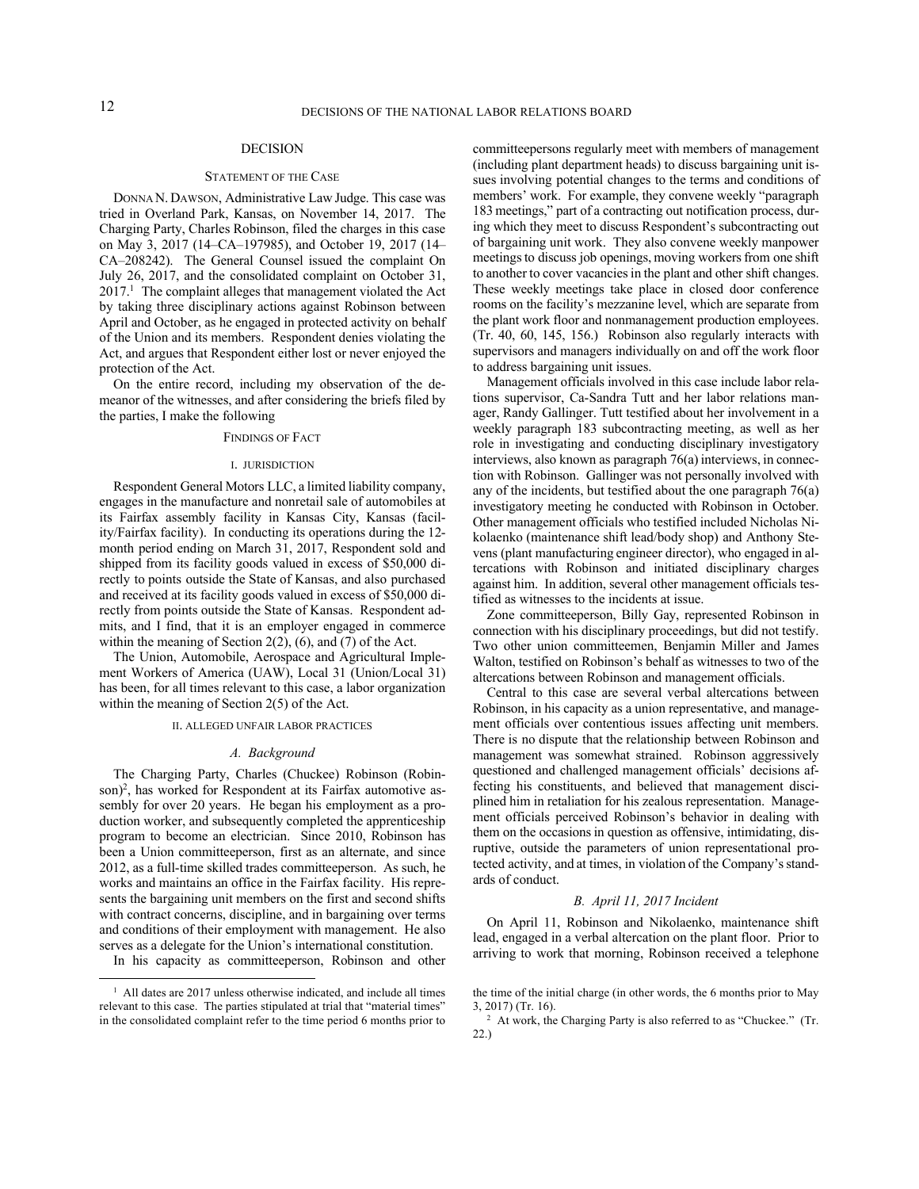## DECISION

### STATEMENT OF THE CASE

DONNA N. DAWSON, Administrative Law Judge. This case was tried in Overland Park, Kansas, on November 14, 2017. The Charging Party, Charles Robinson, filed the charges in this case on May 3, 2017 (14–CA–197985), and October 19, 2017 (14–CA–208242). The General Counsel issued the complaint On July 26, 2017, and the consolidated complaint on October 31, 2017.[1] The complaint alleges that management violated the Act by taking three disciplinary actions against Robinson between April and October, as he engaged in protected activity on behalf of the Union and its members. Respondent denies violating the Act, and argues that Respondent either lost or never enjoyed the protection of the Act.

On the entire record, including my observation of the demeanor of the witnesses, and after considering the briefs filed by the parties, I make the following

### FINDINGS OF FACT

#### I. JURISDICTION

Respondent General Motors LLC, a limited liability company, engages in the manufacture and nonretail sale of automobiles at its Fairfax assembly facility in Kansas City, Kansas (facility/Fairfax facility). In conducting its operations during the 12-month period ending on March 31, 2017, Respondent sold and shipped from its facility goods valued in excess of $50,000 directly to points outside the State of Kansas, and also purchased and received at its facility goods valued in excess of $50,000 directly from points outside the State of Kansas. Respondent admits, and I find, that it is an employer engaged in commerce within the meaning of Section 2(2), (6), and (7) of the Act.

The Union, Automobile, Aerospace and Agricultural Implement Workers of America (UAW), Local 31 (Union/Local 31) has been, for all times relevant to this case, a labor organization within the meaning of Section 2(5) of the Act.

#### II. ALLEGED UNFAIR LABOR PRACTICES

##### *A. Background*

The Charging Party, Charles (Chuckee) Robinson (Robinson)[2], has worked for Respondent at its Fairfax automotive assembly for over 20 years. He began his employment as a production worker, and subsequently completed the apprenticeship program to become an electrician. Since 2010, Robinson has been a Union committeeperson, first as an alternate, and since 2012, as a full-time skilled trades committeeperson. As such, he works and maintains an office in the Fairfax facility. His represents the bargaining unit members on the first and second shifts with contract concerns, discipline, and in bargaining over terms and conditions of their employment with management. He also serves as a delegate for the Union's international constitution.

In his capacity as committeeperson, Robinson and other committeepersons regularly meet with members of management (including plant department heads) to discuss bargaining unit issues involving potential changes to the terms and conditions of members' work. For example, they convene weekly "paragraph 183 meetings," part of a contracting out notification process, during which they meet to discuss Respondent's subcontracting out of bargaining unit work. They also convene weekly manpower meetings to discuss job openings, moving workers from one shift to another to cover vacancies in the plant and other shift changes. These weekly meetings take place in closed door conference rooms on the facility's mezzanine level, which are separate from the plant work floor and nonmanagement production employees. (Tr. 40, 60, 145, 156.) Robinson also regularly interacts with supervisors and managers individually on and off the work floor to address bargaining unit issues.

Management officials involved in this case include labor relations supervisor, Ca-Sandra Tutt and her labor relations manager, Randy Gallinger. Tutt testified about her involvement in a weekly paragraph 183 subcontracting meeting, as well as her role in investigating and conducting disciplinary investigatory interviews, also known as paragraph 76(a) interviews, in connection with Robinson. Gallinger was not personally involved with any of the incidents, but testified about the one paragraph 76(a) investigatory meeting he conducted with Robinson in October. Other management officials who testified included Nicholas Nikolaenko (maintenance shift lead/body shop) and Anthony Stevens (plant manufacturing engineer director), who engaged in altercations with Robinson and initiated disciplinary charges against him. In addition, several other management officials testified as witnesses to the incidents at issue.

Zone committeeperson, Billy Gay, represented Robinson in connection with his disciplinary proceedings, but did not testify. Two other union committeemen, Benjamin Miller and James Walton, testified on Robinson's behalf as witnesses to two of the altercations between Robinson and management officials.

Central to this case are several verbal altercations between Robinson, in his capacity as a union representative, and management officials over contentious issues affecting unit members. There is no dispute that the relationship between Robinson and management was somewhat strained. Robinson aggressively questioned and challenged management officials' decisions affecting his constituents, and believed that management disciplined him in retaliation for his zealous representation. Management officials perceived Robinson's behavior in dealing with them on the occasions in question as offensive, intimidating, disruptive, outside the parameters of union representational protected activity, and at times, in violation of the Company's standards of conduct.

##### *B. April 11, 2017 Incident*

On April 11, Robinson and Nikolaenko, maintenance shift lead, engaged in a verbal altercation on the plant floor. Prior to arriving to work that morning, Robinson received a telephone

---

[1] All dates are 2017 unless otherwise indicated, and include all times relevant to this case. The parties stipulated at trial that "material times" in the consolidated complaint refer to the time period 6 months prior to the time of the initial charge (in other words, the 6 months prior to May 3, 2017) (Tr. 16).

[2] At work, the Charging Party is also referred to as "Chuckee." (Tr. 22.)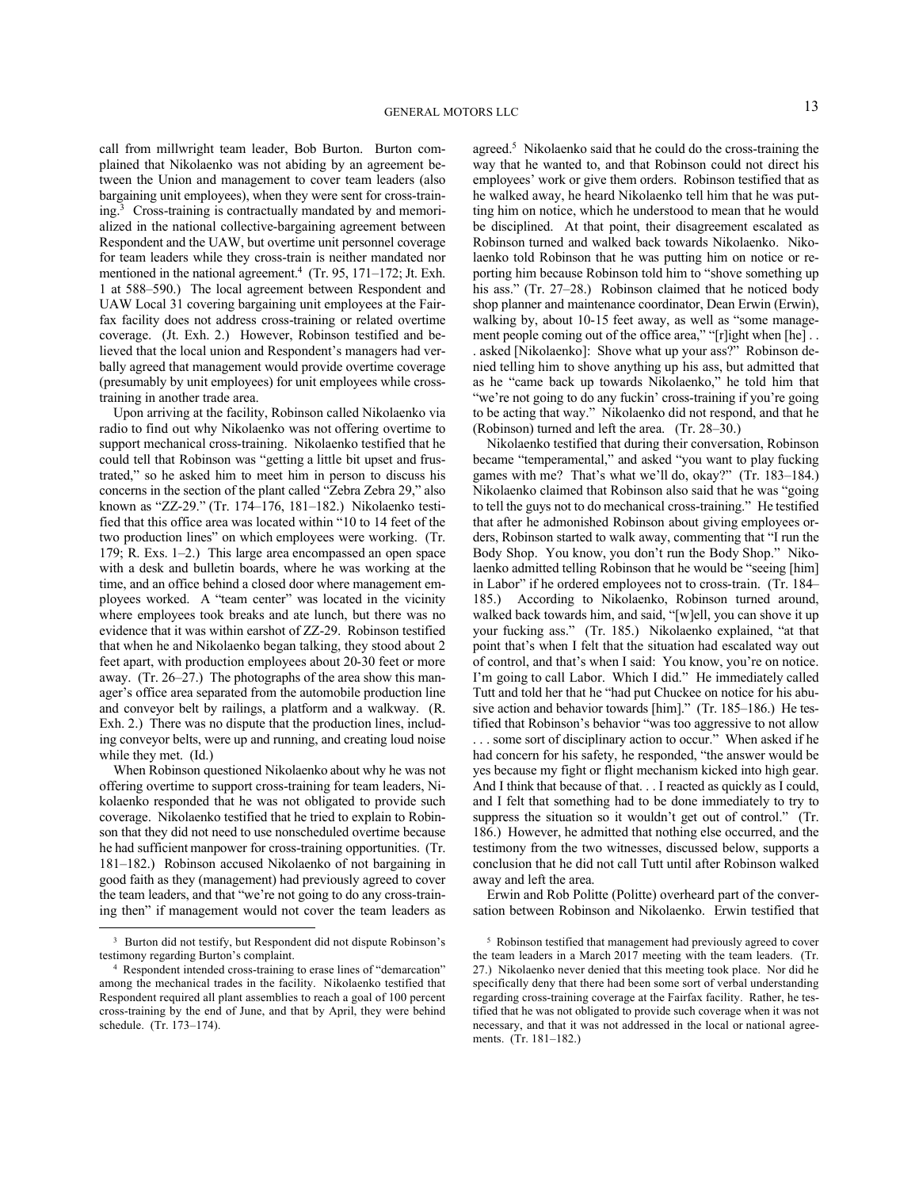call from millwright team leader, Bob Burton. Burton complained that Nikolaenko was not abiding by an agreement between the Union and management to cover team leaders (also bargaining unit employees), when they were sent for cross-training.[3] Cross-training is contractually mandated by and memorialized in the national collective-bargaining agreement between Respondent and the UAW, but overtime unit personnel coverage for team leaders while they cross-train is neither mandated nor mentioned in the national agreement.[4] (Tr. 95, 171–172; Jt. Exh. 1 at 588–590.) The local agreement between Respondent and UAW Local 31 covering bargaining unit employees at the Fairfax facility does not address cross-training or related overtime coverage. (Jt. Exh. 2.) However, Robinson testified and believed that the local union and Respondent's managers had verbally agreed that management would provide overtime coverage (presumably by unit employees) for unit employees while cross-training in another trade area.

Upon arriving at the facility, Robinson called Nikolaenko via radio to find out why Nikolaenko was not offering overtime to support mechanical cross-training. Nikolaenko testified that he could tell that Robinson was "getting a little bit upset and frustrated," so he asked him to meet him in person to discuss his concerns in the section of the plant called "Zebra Zebra 29," also known as "ZZ-29." (Tr. 174–176, 181–182.) Nikolaenko testified that this office area was located within "10 to 14 feet of the two production lines" on which employees were working. (Tr. 179; R. Exs. 1–2.) This large area encompassed an open space with a desk and bulletin boards, where he was working at the time, and an office behind a closed door where management employees worked. A "team center" was located in the vicinity where employees took breaks and ate lunch, but there was no evidence that it was within earshot of ZZ-29. Robinson testified that when he and Nikolaenko began talking, they stood about 2 feet apart, with production employees about 20-30 feet or more away. (Tr. 26–27.) The photographs of the area show this manager's office area separated from the automobile production line and conveyor belt by railings, a platform and a walkway. (R. Exh. 2.) There was no dispute that the production lines, including conveyor belts, were up and running, and creating loud noise while they met. (Id.)

When Robinson questioned Nikolaenko about why he was not offering overtime to support cross-training for team leaders, Nikolaenko responded that he was not obligated to provide such coverage. Nikolaenko testified that he tried to explain to Robinson that they did not need to use nonscheduled overtime because he had sufficient manpower for cross-training opportunities. (Tr. 181–182.) Robinson accused Nikolaenko of not bargaining in good faith as they (management) had previously agreed to cover the team leaders, and that "we're not going to do any cross-training then" if management would not cover the team leaders as agreed.[5] Nikolaenko said that he could do the cross-training the way that he wanted to, and that Robinson could not direct his employees' work or give them orders. Robinson testified that as he walked away, he heard Nikolaenko tell him that he was putting him on notice, which he understood to mean that he would be disciplined. At that point, their disagreement escalated as Robinson turned and walked back towards Nikolaenko. Nikolaenko told Robinson that he was putting him on notice or reporting him because Robinson told him to "shove something up his ass." (Tr. 27–28.) Robinson claimed that he noticed body shop planner and maintenance coordinator, Dean Erwin (Erwin), walking by, about 10-15 feet away, as well as "some management people coming out of the office area," "[r]ight when [he] . . . asked [Nikolaenko]: Shove what up your ass?" Robinson denied telling him to shove anything up his ass, but admitted that as he "came back up towards Nikolaenko," he told him that "we're not going to do any fuckin' cross-training if you're going to be acting that way." Nikolaenko did not respond, and that he (Robinson) turned and left the area. (Tr. 28–30.)

Nikolaenko testified that during their conversation, Robinson became "temperamental," and asked "you want to play fucking games with me? That's what we'll do, okay?" (Tr. 183–184.) Nikolaenko claimed that Robinson also said that he was "going to tell the guys not to do mechanical cross-training." He testified that after he admonished Robinson about giving employees orders, Robinson started to walk away, commenting that "I run the Body Shop. You know, you don't run the Body Shop." Nikolaenko admitted telling Robinson that he would be "seeing [him] in Labor" if he ordered employees not to cross-train. (Tr. 184–185.) According to Nikolaenko, Robinson turned around, walked back towards him, and said, "[w]ell, you can shove it up your fucking ass." (Tr. 185.) Nikolaenko explained, "at that point that's when I felt that the situation had escalated way out of control, and that's when I said: You know, you're on notice. I'm going to call Labor. Which I did." He immediately called Tutt and told her that he "had put Chuckee on notice for his abusive action and behavior towards [him]." (Tr. 185–186.) He testified that Robinson's behavior "was too aggressive to not allow . . . some sort of disciplinary action to occur." When asked if he had concern for his safety, he responded, "the answer would be yes because my fight or flight mechanism kicked into high gear. And I think that because of that. . . I reacted as quickly as I could, and I felt that something had to be done immediately to try to suppress the situation so it wouldn't get out of control." (Tr. 186.) However, he admitted that nothing else occurred, and the testimony from the two witnesses, discussed below, supports a conclusion that he did not call Tutt until after Robinson walked away and left the area.

Erwin and Rob Politte (Politte) overheard part of the conversation between Robinson and Nikolaenko. Erwin testified that

---

[3] Burton did not testify, but Respondent did not dispute Robinson's testimony regarding Burton's complaint.

[4] Respondent intended cross-training to erase lines of "demarcation" among the mechanical trades in the facility. Nikolaenko testified that Respondent required all plant assemblies to reach a goal of 100 percent cross-training by the end of June, and that by April, they were behind schedule. (Tr. 173–174).

[5] Robinson testified that management had previously agreed to cover the team leaders in a March 2017 meeting with the team leaders. (Tr. 27.) Nikolaenko never denied that this meeting took place. Nor did he specifically deny that there had been some sort of verbal understanding regarding cross-training coverage at the Fairfax facility. Rather, he testified that he was not obligated to provide such coverage when it was not necessary, and that it was not addressed in the local or national agreements. (Tr. 181–182.)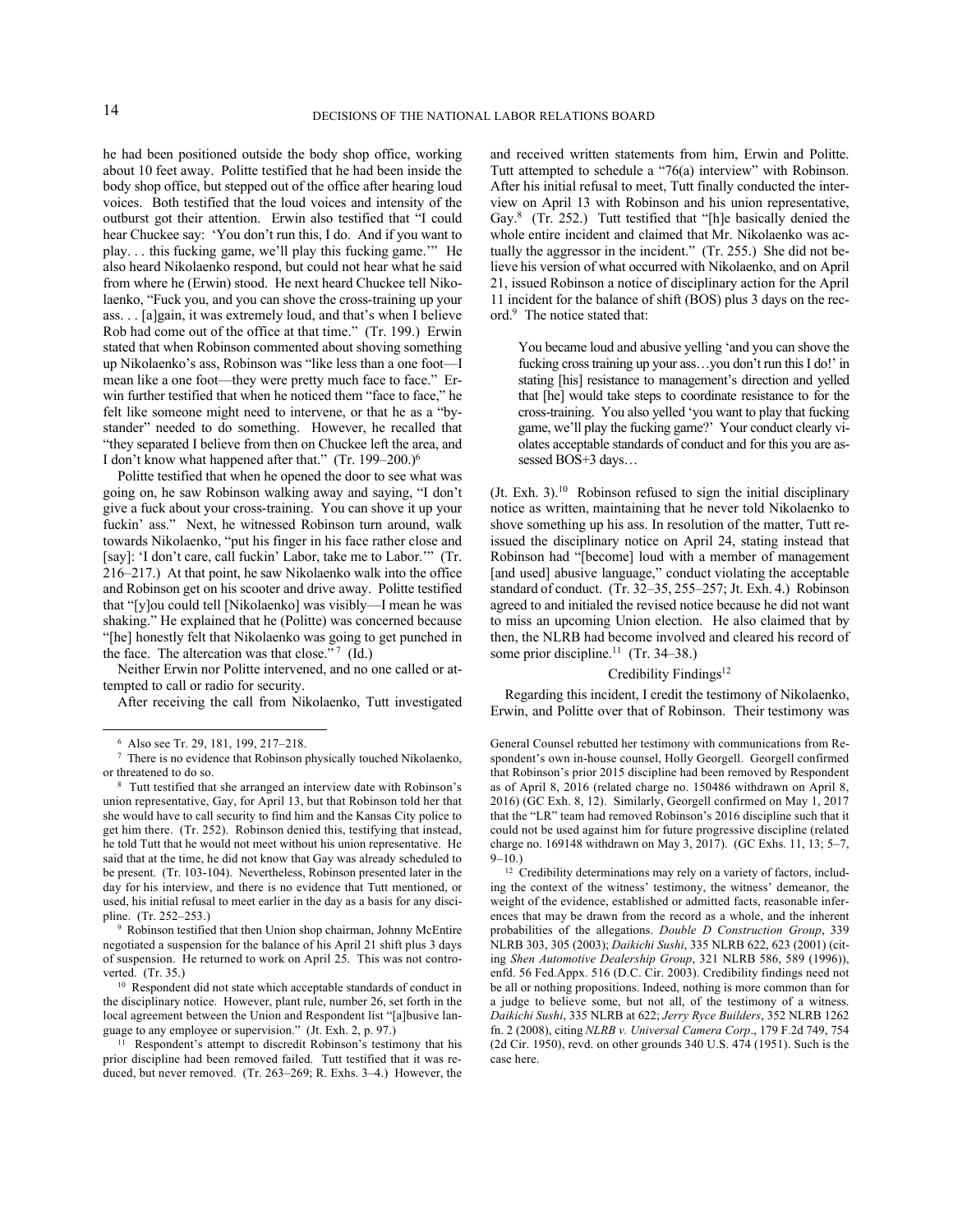he had been positioned outside the body shop office, working about 10 feet away. Politte testified that he had been inside the body shop office, but stepped out of the office after hearing loud voices. Both testified that the loud voices and intensity of the outburst got their attention. Erwin also testified that "I could hear Chuckee say: 'You don't run this, I do. And if you want to play. . . this fucking game, we'll play this fucking game.'" He also heard Nikolaenko respond, but could not hear what he said from where he (Erwin) stood. He next heard Chuckee tell Nikolaenko, "Fuck you, and you can shove the cross-training up your ass. . . [a]gain, it was extremely loud, and that's when I believe Rob had come out of the office at that time." (Tr. 199.) Erwin stated that when Robinson commented about shoving something up Nikolaenko's ass, Robinson was "like less than a one foot—I mean like a one foot—they were pretty much face to face." Erwin further testified that when he noticed them "face to face," he felt like someone might need to intervene, or that he as a "bystander" needed to do something. However, he recalled that "they separated I believe from then on Chuckee left the area, and I don't know what happened after that." (Tr. 199–200.)[6]

Politte testified that when he opened the door to see what was going on, he saw Robinson walking away and saying, "I don't give a fuck about your cross-training. You can shove it up your fuckin' ass." Next, he witnessed Robinson turn around, walk towards Nikolaenko, "put his finger in his face rather close and [say]: 'I don't care, call fuckin' Labor, take me to Labor.'" (Tr. 216–217.) At that point, he saw Nikolaenko walk into the office and Robinson get on his scooter and drive away. Politte testified that "[y]ou could tell [Nikolaenko] was visibly—I mean he was shaking." He explained that he (Politte) was concerned because "[he] honestly felt that Nikolaenko was going to get punched in the face. The altercation was that close."[7] (Id.)

Neither Erwin nor Politte intervened, and no one called or attempted to call or radio for security.

After receiving the call from Nikolaenko, Tutt investigated and received written statements from him, Erwin and Politte. Tutt attempted to schedule a "76(a) interview" with Robinson. After his initial refusal to meet, Tutt finally conducted the interview on April 13 with Robinson and his union representative, Gay.[8] (Tr. 252.) Tutt testified that "[h]e basically denied the whole entire incident and claimed that Mr. Nikolaenko was actually the aggressor in the incident." (Tr. 255.) She did not believe his version of what occurred with Nikolaenko, and on April 21, issued Robinson a notice of disciplinary action for the April 11 incident for the balance of shift (BOS) plus 3 days on the record.[9] The notice stated that:

> You became loud and abusive yelling 'and you can shove the fucking cross training up your ass…you don't run this I do!' in stating [his] resistance to management's direction and yelled that [he] would take steps to coordinate resistance to for the cross-training. You also yelled 'you want to play that fucking game, we'll play the fucking game?' Your conduct clearly violates acceptable standards of conduct and for this you are assessed BOS+3 days…

(Jt. Exh. 3).[10] Robinson refused to sign the initial disciplinary notice as written, maintaining that he never told Nikolaenko to shove something up his ass. In resolution of the matter, Tutt reissued the disciplinary notice on April 24, stating instead that Robinson had "[become] loud with a member of management [and used] abusive language," conduct violating the acceptable standard of conduct. (Tr. 32–35, 255–257; Jt. Exh. 4.) Robinson agreed to and initialed the revised notice because he did not want to miss an upcoming Union election. He also claimed that by then, the NLRB had become involved and cleared his record of some prior discipline.[11] (Tr. 34–38.)

### Credibility Findings[12]

Regarding this incident, I credit the testimony of Nikolaenko, Erwin, and Politte over that of Robinson. Their testimony was

---

[6] Also see Tr. 29, 181, 199, 217–218.

[7] There is no evidence that Robinson physically touched Nikolaenko, or threatened to do so.

[8] Tutt testified that she arranged an interview date with Robinson's union representative, Gay, for April 13, but that Robinson told her that she would have to call security to find him and the Kansas City police to get him there. (Tr. 252). Robinson denied this, testifying that instead, he told Tutt that he would not meet without his union representative. He said that at the time, he did not know that Gay was already scheduled to be present. (Tr. 103-104). Nevertheless, Robinson presented later in the day for his interview, and there is no evidence that Tutt mentioned, or used, his initial refusal to meet earlier in the day as a basis for any discipline. (Tr. 252–253.)

[9] Robinson testified that then Union shop chairman, Johnny McEntire negotiated a suspension for the balance of his April 21 shift plus 3 days of suspension. He returned to work on April 25. This was not controverted. (Tr. 35.)

[10] Respondent did not state which acceptable standards of conduct in the disciplinary notice. However, plant rule, number 26, set forth in the local agreement between the Union and Respondent list "[a]busive language to any employee or supervision." (Jt. Exh. 2, p. 97.)

[11] Respondent's attempt to discredit Robinson's testimony that his prior discipline had been removed failed. Tutt testified that it was reduced, but never removed. (Tr. 263–269; R. Exhs. 3–4.) However, the General Counsel rebutted her testimony with communications from Respondent's own in-house counsel, Holly Georgell. Georgell confirmed that Robinson's prior 2015 discipline had been removed by Respondent as of April 8, 2016 (related charge no. 150486 withdrawn on April 8, 2016) (GC Exh. 8, 12). Similarly, Georgell confirmed on May 1, 2017 that the "LR" team had removed Robinson's 2016 discipline such that it could not be used against him for future progressive discipline (related charge no. 169148 withdrawn on May 3, 2017). (GC Exhs. 11, 13; 5–7, 9–10.)

[12] Credibility determinations may rely on a variety of factors, including the context of the witness' testimony, the witness' demeanor, the weight of the evidence, established or admitted facts, reasonable inferences that may be drawn from the record as a whole, and the inherent probabilities of the allegations. *Double D Construction Group*, 339 NLRB 303, 305 (2003); *Daikichi Sushi*, 335 NLRB 622, 623 (2001) (citing *Shen Automotive Dealership Group*, 321 NLRB 586, 589 (1996)), enfd. 56 Fed.Appx. 516 (D.C. Cir. 2003). Credibility findings need not be all or nothing propositions. Indeed, nothing is more common than for a judge to believe some, but not all, of the testimony of a witness. *Daikichi Sushi*, 335 NLRB at 622; *Jerry Ryce Builders*, 352 NLRB 1262 fn. 2 (2008), citing *NLRB v. Universal Camera Corp*., 179 F.2d 749, 754 (2d Cir. 1950), revd. on other grounds 340 U.S. 474 (1951). Such is the case here.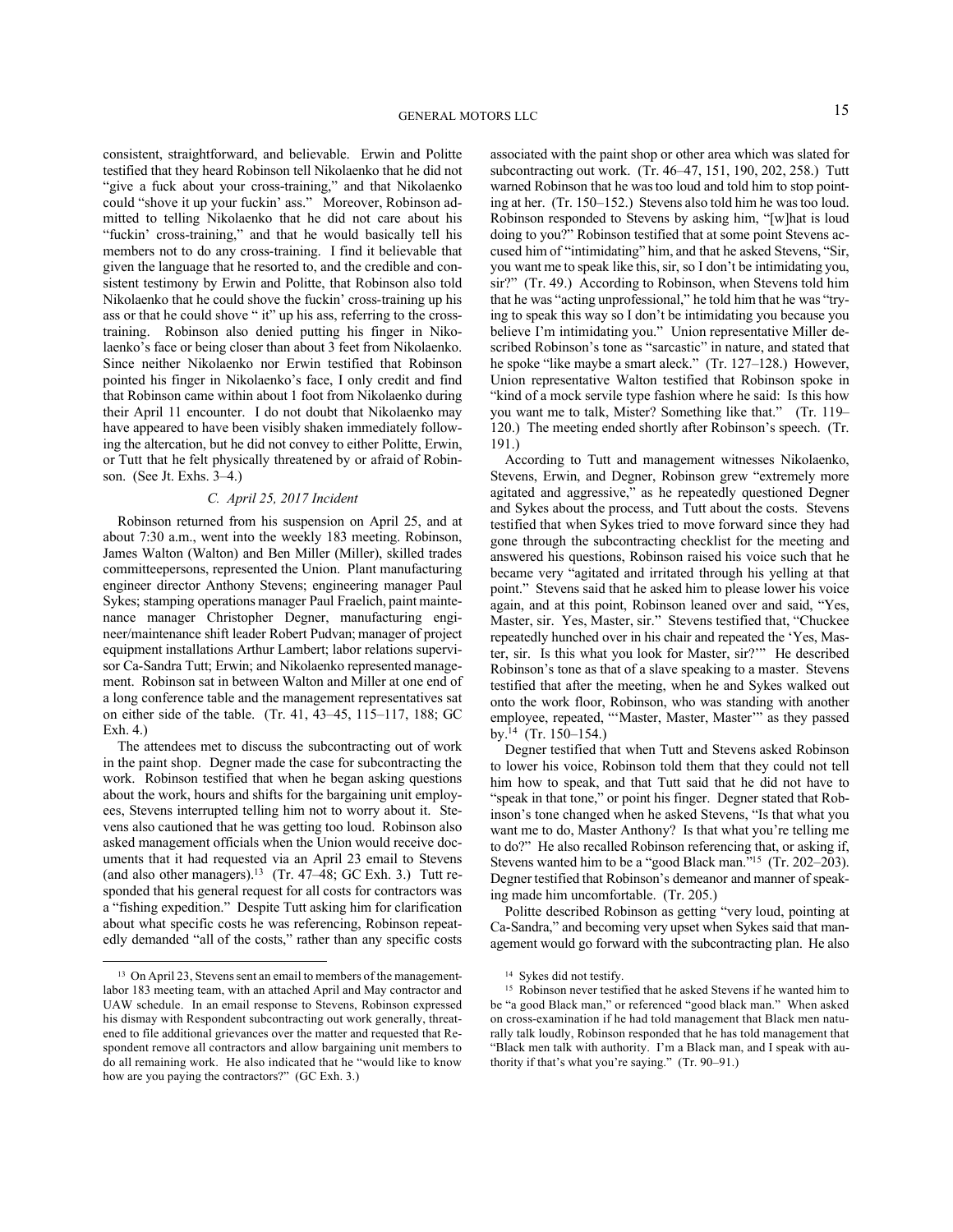consistent, straightforward, and believable. Erwin and Politte testified that they heard Robinson tell Nikolaenko that he did not "give a fuck about your cross-training," and that Nikolaenko could "shove it up your fuckin' ass." Moreover, Robinson admitted to telling Nikolaenko that he did not care about his "fuckin' cross-training," and that he would basically tell his members not to do any cross-training. I find it believable that given the language that he resorted to, and the credible and consistent testimony by Erwin and Politte, that Robinson also told Nikolaenko that he could shove the fuckin' cross-training up his ass or that he could shove " it" up his ass, referring to the cross-training. Robinson also denied putting his finger in Nikolaenko's face or being closer than about 3 feet from Nikolaenko. Since neither Nikolaenko nor Erwin testified that Robinson pointed his finger in Nikolaenko's face, I only credit and find that Robinson came within about 1 foot from Nikolaenko during their April 11 encounter. I do not doubt that Nikolaenko may have appeared to have been visibly shaken immediately following the altercation, but he did not convey to either Politte, Erwin, or Tutt that he felt physically threatened by or afraid of Robinson. (See Jt. Exhs. 3–4.)

### *C. April 25, 2017 Incident*

Robinson returned from his suspension on April 25, and at about 7:30 a.m., went into the weekly 183 meeting. Robinson, James Walton (Walton) and Ben Miller (Miller), skilled trades committeepersons, represented the Union. Plant manufacturing engineer director Anthony Stevens; engineering manager Paul Sykes; stamping operations manager Paul Fraelich, paint maintenance manager Christopher Degner, manufacturing engineer/maintenance shift leader Robert Pudvan; manager of project equipment installations Arthur Lambert; labor relations supervisor Ca-Sandra Tutt; Erwin; and Nikolaenko represented management. Robinson sat in between Walton and Miller at one end of a long conference table and the management representatives sat on either side of the table. (Tr. 41, 43–45, 115–117, 188; GC Exh. 4.)

The attendees met to discuss the subcontracting out of work in the paint shop. Degner made the case for subcontracting the work. Robinson testified that when he began asking questions about the work, hours and shifts for the bargaining unit employees, Stevens interrupted telling him not to worry about it. Stevens also cautioned that he was getting too loud. Robinson also asked management officials when the Union would receive documents that it had requested via an April 23 email to Stevens (and also other managers).[13] (Tr. 47–48; GC Exh. 3.) Tutt responded that his general request for all costs for contractors was a "fishing expedition." Despite Tutt asking him for clarification about what specific costs he was referencing, Robinson repeatedly demanded "all of the costs," rather than any specific costs associated with the paint shop or other area which was slated for subcontracting out work. (Tr. 46–47, 151, 190, 202, 258.) Tutt warned Robinson that he was too loud and told him to stop pointing at her. (Tr. 150–152.) Stevens also told him he was too loud. Robinson responded to Stevens by asking him, "[w]hat is loud doing to you?" Robinson testified that at some point Stevens accused him of "intimidating" him, and that he asked Stevens, "Sir, you want me to speak like this, sir, so I don't be intimidating you, sir?" (Tr. 49.) According to Robinson, when Stevens told him that he was "acting unprofessional," he told him that he was "trying to speak this way so I don't be intimidating you because you believe I'm intimidating you." Union representative Miller described Robinson's tone as "sarcastic" in nature, and stated that he spoke "like maybe a smart aleck." (Tr. 127–128.) However, Union representative Walton testified that Robinson spoke in "kind of a mock servile type fashion where he said: Is this how you want me to talk, Mister? Something like that." (Tr. 119–120.) The meeting ended shortly after Robinson's speech. (Tr. 191.)

According to Tutt and management witnesses Nikolaenko, Stevens, Erwin, and Degner, Robinson grew "extremely more agitated and aggressive," as he repeatedly questioned Degner and Sykes about the process, and Tutt about the costs. Stevens testified that when Sykes tried to move forward since they had gone through the subcontracting checklist for the meeting and answered his questions, Robinson raised his voice such that he became very "agitated and irritated through his yelling at that point." Stevens said that he asked him to please lower his voice again, and at this point, Robinson leaned over and said, "Yes, Master, sir. Yes, Master, sir." Stevens testified that, "Chuckee repeatedly hunched over in his chair and repeated the 'Yes, Master, sir. Is this what you look for Master, sir?'" He described Robinson's tone as that of a slave speaking to a master. Stevens testified that after the meeting, when he and Sykes walked out onto the work floor, Robinson, who was standing with another employee, repeated, "'Master, Master, Master'" as they passed by.[14] (Tr. 150–154.)

Degner testified that when Tutt and Stevens asked Robinson to lower his voice, Robinson told them that they could not tell him how to speak, and that Tutt said that he did not have to "speak in that tone," or point his finger. Degner stated that Robinson's tone changed when he asked Stevens, "Is that what you want me to do, Master Anthony? Is that what you're telling me to do?" He also recalled Robinson referencing that, or asking if, Stevens wanted him to be a "good Black man."[15] (Tr. 202–203). Degner testified that Robinson's demeanor and manner of speaking made him uncomfortable. (Tr. 205.)

Politte described Robinson as getting "very loud, pointing at Ca-Sandra," and becoming very upset when Sykes said that management would go forward with the subcontracting plan. He also

---

[13] On April 23, Stevens sent an email to members of the management-labor 183 meeting team, with an attached April and May contractor and UAW schedule. In an email response to Stevens, Robinson expressed his dismay with Respondent subcontracting out work generally, threatened to file additional grievances over the matter and requested that Respondent remove all contractors and allow bargaining unit members to do all remaining work. He also indicated that he "would like to know how are you paying the contractors?" (GC Exh. 3.)

[14] Sykes did not testify.

[15] Robinson never testified that he asked Stevens if he wanted him to be "a good Black man," or referenced "good black man." When asked on cross-examination if he had told management that Black men naturally talk loudly, Robinson responded that he has told management that "Black men talk with authority. I'm a Black man, and I speak with authority if that's what you're saying." (Tr. 90–91.)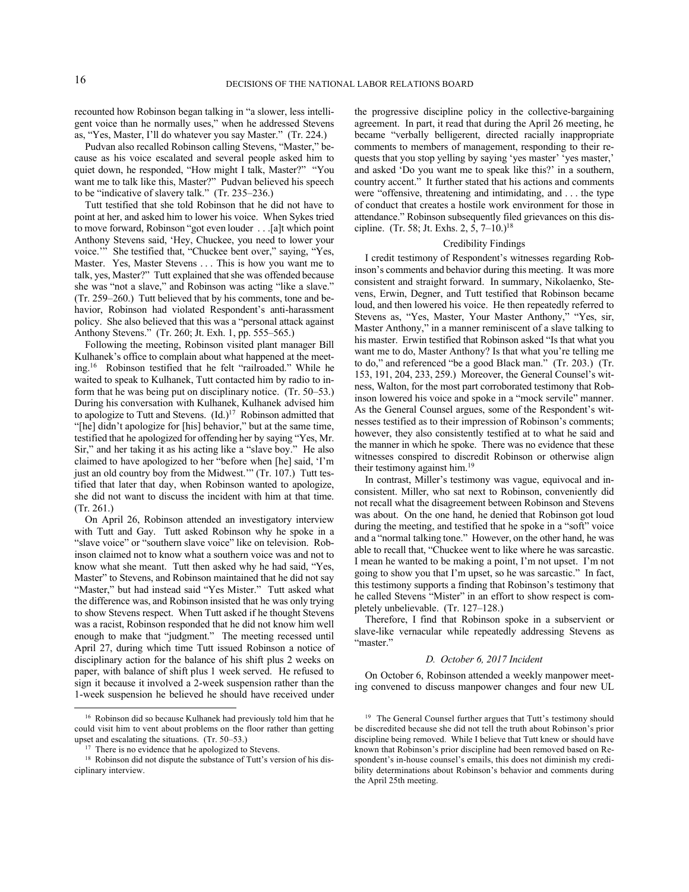recounted how Robinson began talking in "a slower, less intelligent voice than he normally uses," when he addressed Stevens as, "Yes, Master, I'll do whatever you say Master." (Tr. 224.)

Pudvan also recalled Robinson calling Stevens, "Master," because as his voice escalated and several people asked him to quiet down, he responded, "How might I talk, Master?" "You want me to talk like this, Master?" Pudvan believed his speech to be "indicative of slavery talk." (Tr. 235–236.)

Tutt testified that she told Robinson that he did not have to point at her, and asked him to lower his voice. When Sykes tried to move forward, Robinson "got even louder . . .[a]t which point Anthony Stevens said, 'Hey, Chuckee, you need to lower your voice.'" She testified that, "Chuckee bent over," saying, "Yes, Master. Yes, Master Stevens . . . This is how you want me to talk, yes, Master?" Tutt explained that she was offended because she was "not a slave," and Robinson was acting "like a slave." (Tr. 259–260.) Tutt believed that by his comments, tone and behavior, Robinson had violated Respondent's anti-harassment policy. She also believed that this was a "personal attack against Anthony Stevens." (Tr. 260; Jt. Exh. 1, pp. 555–565.)

Following the meeting, Robinson visited plant manager Bill Kulhanek's office to complain about what happened at the meeting.[16] Robinson testified that he felt "railroaded." While he waited to speak to Kulhanek, Tutt contacted him by radio to inform that he was being put on disciplinary notice. (Tr. 50–53.) During his conversation with Kulhanek, Kulhanek advised him to apologize to Tutt and Stevens. (Id.)[17] Robinson admitted that "[he] didn't apologize for [his] behavior," but at the same time, testified that he apologized for offending her by saying "Yes, Mr. Sir," and her taking it as his acting like a "slave boy." He also claimed to have apologized to her "before when [he] said, 'I'm just an old country boy from the Midwest.'" (Tr. 107.) Tutt testified that later that day, when Robinson wanted to apologize, she did not want to discuss the incident with him at that time. (Tr. 261.)

On April 26, Robinson attended an investigatory interview with Tutt and Gay. Tutt asked Robinson why he spoke in a "slave voice" or "southern slave voice" like on television. Robinson claimed not to know what a southern voice was and not to know what she meant. Tutt then asked why he had said, "Yes, Master" to Stevens, and Robinson maintained that he did not say "Master," but had instead said "Yes Mister." Tutt asked what the difference was, and Robinson insisted that he was only trying to show Stevens respect. When Tutt asked if he thought Stevens was a racist, Robinson responded that he did not know him well enough to make that "judgment." The meeting recessed until April 27, during which time Tutt issued Robinson a notice of disciplinary action for the balance of his shift plus 2 weeks on paper, with balance of shift plus 1 week served. He refused to sign it because it involved a 2-week suspension rather than the 1-week suspension he believed he should have received under the progressive discipline policy in the collective-bargaining agreement. In part, it read that during the April 26 meeting, he became "verbally belligerent, directed racially inappropriate comments to members of management, responding to their requests that you stop yelling by saying 'yes master' 'yes master,' and asked 'Do you want me to speak like this?' in a southern, country accent." It further stated that his actions and comments were "offensive, threatening and intimidating, and . . . the type of conduct that creates a hostile work environment for those in attendance." Robinson subsequently filed grievances on this discipline. (Tr. 58; Jt. Exhs. 2, 5, 7–10.)[18]

### Credibility Findings

I credit testimony of Respondent's witnesses regarding Robinson's comments and behavior during this meeting. It was more consistent and straight forward. In summary, Nikolaenko, Stevens, Erwin, Degner, and Tutt testified that Robinson became loud, and then lowered his voice. He then repeatedly referred to Stevens as, "Yes, Master, Your Master Anthony," "Yes, sir, Master Anthony," in a manner reminiscent of a slave talking to his master. Erwin testified that Robinson asked "Is that what you want me to do, Master Anthony? Is that what you're telling me to do," and referenced "be a good Black man." (Tr. 203.) (Tr. 153, 191, 204, 233, 259.) Moreover, the General Counsel's witness, Walton, for the most part corroborated testimony that Robinson lowered his voice and spoke in a "mock servile" manner. As the General Counsel argues, some of the Respondent's witnesses testified as to their impression of Robinson's comments; however, they also consistently testified at to what he said and the manner in which he spoke. There was no evidence that these witnesses conspired to discredit Robinson or otherwise align their testimony against him.[19]

In contrast, Miller's testimony was vague, equivocal and inconsistent. Miller, who sat next to Robinson, conveniently did not recall what the disagreement between Robinson and Stevens was about. On the one hand, he denied that Robinson got loud during the meeting, and testified that he spoke in a "soft" voice and a "normal talking tone." However, on the other hand, he was able to recall that, "Chuckee went to like where he was sarcastic. I mean he wanted to be making a point, I'm not upset. I'm not going to show you that I'm upset, so he was sarcastic." In fact, this testimony supports a finding that Robinson's testimony that he called Stevens "Mister" in an effort to show respect is completely unbelievable. (Tr. 127–128.)

Therefore, I find that Robinson spoke in a subservient or slave-like vernacular while repeatedly addressing Stevens as "master."

### *D. October 6, 2017 Incident*

On October 6, Robinson attended a weekly manpower meeting convened to discuss manpower changes and four new UL

---

[16] Robinson did so because Kulhanek had previously told him that he could visit him to vent about problems on the floor rather than getting upset and escalating the situations. (Tr. 50–53.)

[17] There is no evidence that he apologized to Stevens.

[18] Robinson did not dispute the substance of Tutt's version of his disciplinary interview.

[19] The General Counsel further argues that Tutt's testimony should be discredited because she did not tell the truth about Robinson's prior discipline being removed. While I believe that Tutt knew or should have known that Robinson's prior discipline had been removed based on Respondent's in-house counsel's emails, this does not diminish my credibility determinations about Robinson's behavior and comments during the April 25th meeting.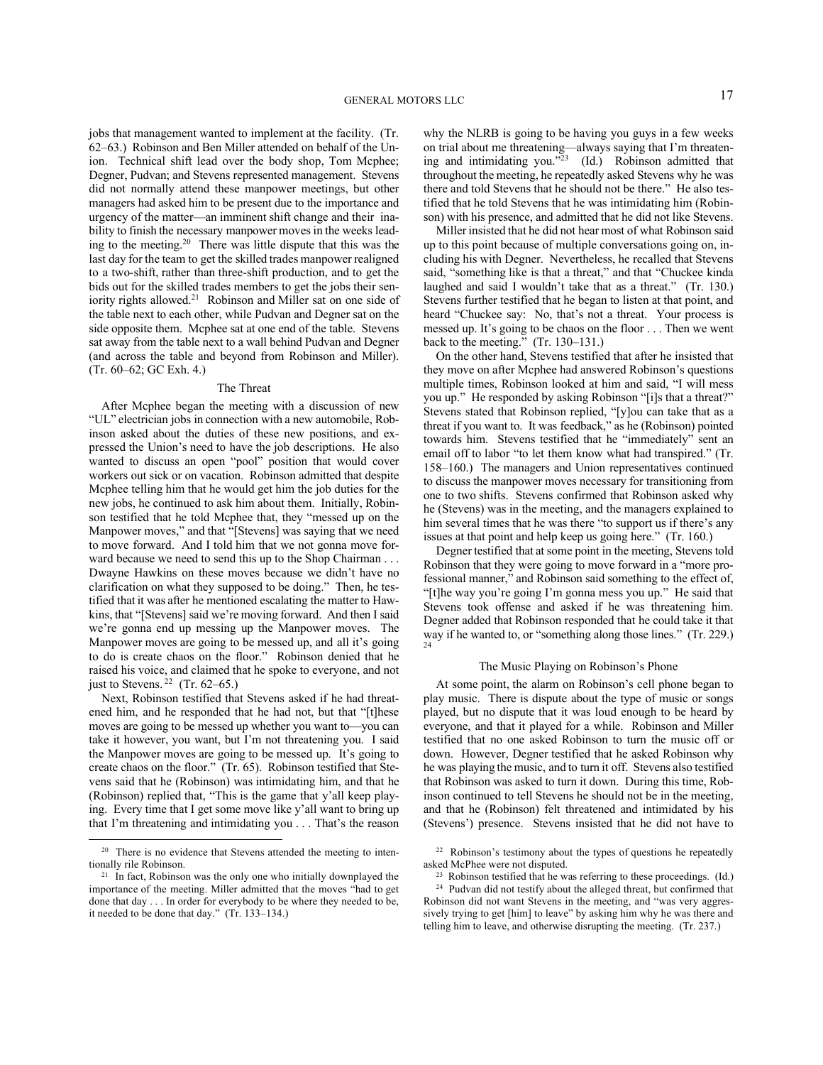jobs that management wanted to implement at the facility. (Tr. 62–63.) Robinson and Ben Miller attended on behalf of the Union. Technical shift lead over the body shop, Tom Mcphee; Degner, Pudvan; and Stevens represented management. Stevens did not normally attend these manpower meetings, but other managers had asked him to be present due to the importance and urgency of the matter—an imminent shift change and their inability to finish the necessary manpower moves in the weeks leading to the meeting.[20] There was little dispute that this was the last day for the team to get the skilled trades manpower realigned to a two-shift, rather than three-shift production, and to get the bids out for the skilled trades members to get the jobs their seniority rights allowed.[21] Robinson and Miller sat on one side of the table next to each other, while Pudvan and Degner sat on the side opposite them. Mcphee sat at one end of the table. Stevens sat away from the table next to a wall behind Pudvan and Degner (and across the table and beyond from Robinson and Miller). (Tr. 60–62; GC Exh. 4.)

### The Threat

After Mcphee began the meeting with a discussion of new "UL" electrician jobs in connection with a new automobile, Robinson asked about the duties of these new positions, and expressed the Union's need to have the job descriptions. He also wanted to discuss an open "pool" position that would cover workers out sick or on vacation. Robinson admitted that despite Mcphee telling him that he would get him the job duties for the new jobs, he continued to ask him about them. Initially, Robinson testified that he told Mcphee that, they "messed up on the Manpower moves," and that "[Stevens] was saying that we need to move forward. And I told him that we not gonna move forward because we need to send this up to the Shop Chairman . . . Dwayne Hawkins on these moves because we didn't have no clarification on what they supposed to be doing." Then, he testified that it was after he mentioned escalating the matter to Hawkins, that "[Stevens] said we're moving forward. And then I said we're gonna end up messing up the Manpower moves. The Manpower moves are going to be messed up, and all it's going to do is create chaos on the floor." Robinson denied that he raised his voice, and claimed that he spoke to everyone, and not just to Stevens.[22] (Tr. 62–65.)

Next, Robinson testified that Stevens asked if he had threatened him, and he responded that he had not, but that "[t]hese moves are going to be messed up whether you want to—you can take it however, you want, but I'm not threatening you. I said the Manpower moves are going to be messed up. It's going to create chaos on the floor." (Tr. 65). Robinson testified that Stevens said that he (Robinson) was intimidating him, and that he (Robinson) replied that, "This is the game that y'all keep playing. Every time that I get some move like y'all want to bring up that I'm threatening and intimidating you . . . That's the reason why the NLRB is going to be having you guys in a few weeks on trial about me threatening—always saying that I'm threatening and intimidating you."[23] (Id.) Robinson admitted that throughout the meeting, he repeatedly asked Stevens why he was there and told Stevens that he should not be there." He also testified that he told Stevens that he was intimidating him (Robinson) with his presence, and admitted that he did not like Stevens.

Miller insisted that he did not hear most of what Robinson said up to this point because of multiple conversations going on, including his with Degner. Nevertheless, he recalled that Stevens said, "something like is that a threat," and that "Chuckee kinda laughed and said I wouldn't take that as a threat." (Tr. 130.) Stevens further testified that he began to listen at that point, and heard "Chuckee say: No, that's not a threat. Your process is messed up. It's going to be chaos on the floor . . . Then we went back to the meeting." (Tr. 130–131.)

On the other hand, Stevens testified that after he insisted that they move on after Mcphee had answered Robinson's questions multiple times, Robinson looked at him and said, "I will mess you up." He responded by asking Robinson "[i]s that a threat?" Stevens stated that Robinson replied, "[y]ou can take that as a threat if you want to. It was feedback," as he (Robinson) pointed towards him. Stevens testified that he "immediately" sent an email off to labor "to let them know what had transpired." (Tr. 158–160.) The managers and Union representatives continued to discuss the manpower moves necessary for transitioning from one to two shifts. Stevens confirmed that Robinson asked why he (Stevens) was in the meeting, and the managers explained to him several times that he was there "to support us if there's any issues at that point and help keep us going here." (Tr. 160.)

Degner testified that at some point in the meeting, Stevens told Robinson that they were going to move forward in a "more professional manner," and Robinson said something to the effect of, "[t]he way you're going I'm gonna mess you up." He said that Stevens took offense and asked if he was threatening him. Degner added that Robinson responded that he could take it that way if he wanted to, or "something along those lines." (Tr. 229.)[24]

### The Music Playing on Robinson's Phone

At some point, the alarm on Robinson's cell phone began to play music. There is dispute about the type of music or songs played, but no dispute that it was loud enough to be heard by everyone, and that it played for a while. Robinson and Miller testified that no one asked Robinson to turn the music off or down. However, Degner testified that he asked Robinson why he was playing the music, and to turn it off. Stevens also testified that Robinson was asked to turn it down. During this time, Robinson continued to tell Stevens he should not be in the meeting, and that he (Robinson) felt threatened and intimidated by his (Stevens') presence. Stevens insisted that he did not have to

---

[20] There is no evidence that Stevens attended the meeting to intentionally rile Robinson.

[21] In fact, Robinson was the only one who initially downplayed the importance of the meeting. Miller admitted that the moves "had to get done that day . . . In order for everybody to be where they needed to be, it needed to be done that day." (Tr. 133–134.)

[22] Robinson's testimony about the types of questions he repeatedly asked McPhee were not disputed.

[23] Robinson testified that he was referring to these proceedings. (Id.)

[24] Pudvan did not testify about the alleged threat, but confirmed that Robinson did not want Stevens in the meeting, and "was very aggressively trying to get [him] to leave" by asking him why he was there and telling him to leave, and otherwise disrupting the meeting. (Tr. 237.)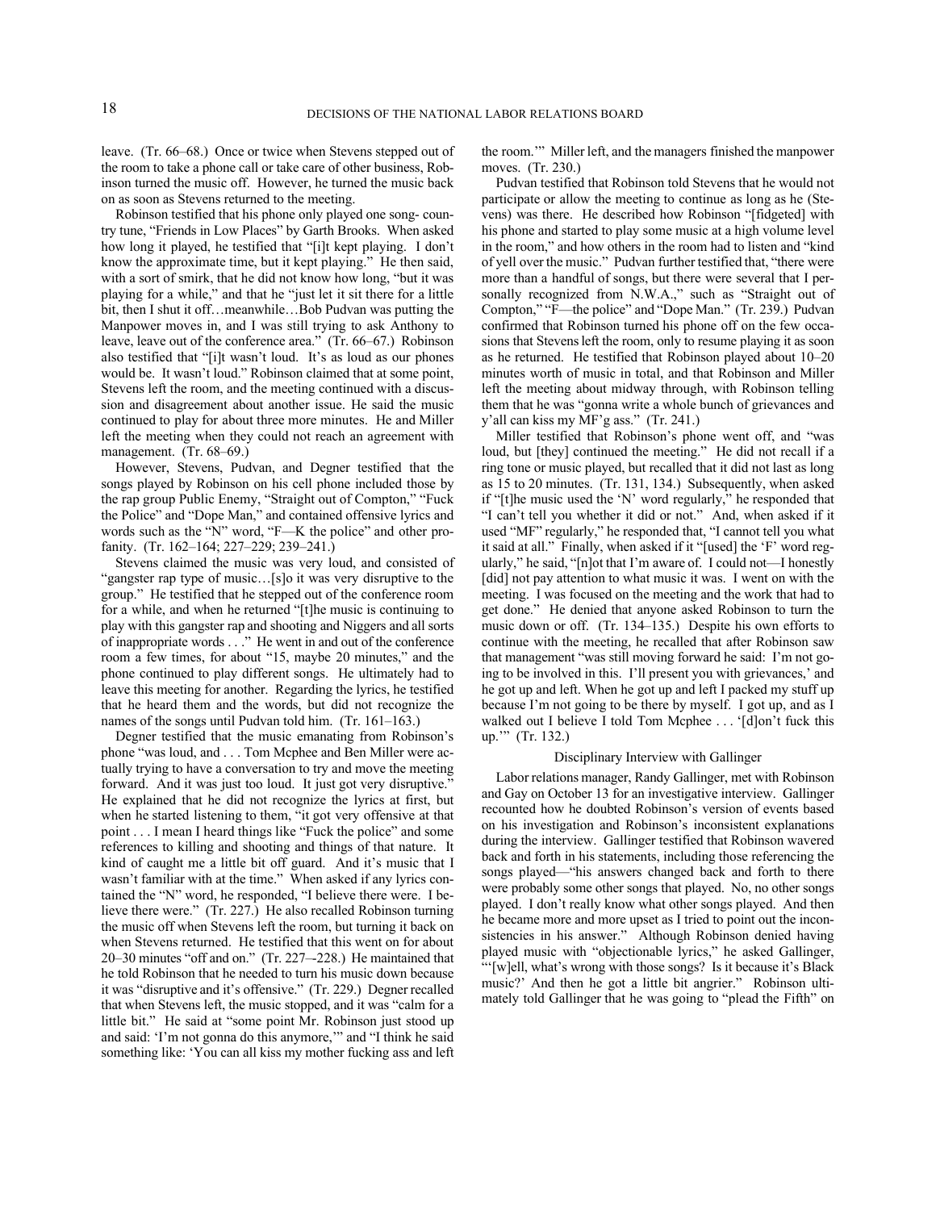leave. (Tr. 66–68.) Once or twice when Stevens stepped out of the room to take a phone call or take care of other business, Robinson turned the music off. However, he turned the music back on as soon as Stevens returned to the meeting.

Robinson testified that his phone only played one song- country tune, "Friends in Low Places" by Garth Brooks. When asked how long it played, he testified that "[i]t kept playing. I don't know the approximate time, but it kept playing." He then said, with a sort of smirk, that he did not know how long, "but it was playing for a while," and that he "just let it sit there for a little bit, then I shut it off…meanwhile…Bob Pudvan was putting the Manpower moves in, and I was still trying to ask Anthony to leave, leave out of the conference area." (Tr. 66–67.) Robinson also testified that "[i]t wasn't loud. It's as loud as our phones would be. It wasn't loud." Robinson claimed that at some point, Stevens left the room, and the meeting continued with a discussion and disagreement about another issue. He said the music continued to play for about three more minutes. He and Miller left the meeting when they could not reach an agreement with management. (Tr. 68–69.)

However, Stevens, Pudvan, and Degner testified that the songs played by Robinson on his cell phone included those by the rap group Public Enemy, "Straight out of Compton," "Fuck the Police" and "Dope Man," and contained offensive lyrics and words such as the "N" word, "F—K the police" and other profanity. (Tr. 162–164; 227–229; 239–241.)

Stevens claimed the music was very loud, and consisted of "gangster rap type of music…[s]o it was very disruptive to the group." He testified that he stepped out of the conference room for a while, and when he returned "[t]he music is continuing to play with this gangster rap and shooting and Niggers and all sorts of inappropriate words . . ." He went in and out of the conference room a few times, for about "15, maybe 20 minutes," and the phone continued to play different songs. He ultimately had to leave this meeting for another. Regarding the lyrics, he testified that he heard them and the words, but did not recognize the names of the songs until Pudvan told him. (Tr. 161–163.)

Degner testified that the music emanating from Robinson's phone "was loud, and . . . Tom Mcphee and Ben Miller were actually trying to have a conversation to try and move the meeting forward. And it was just too loud. It just got very disruptive." He explained that he did not recognize the lyrics at first, but when he started listening to them, "it got very offensive at that point . . . I mean I heard things like "Fuck the police" and some references to killing and shooting and things of that nature. It kind of caught me a little bit off guard. And it's music that I wasn't familiar with at the time." When asked if any lyrics contained the "N" word, he responded, "I believe there were. I believe there were." (Tr. 227.) He also recalled Robinson turning the music off when Stevens left the room, but turning it back on when Stevens returned. He testified that this went on for about 20–30 minutes "off and on." (Tr. 227–-228.) He maintained that he told Robinson that he needed to turn his music down because it was "disruptive and it's offensive." (Tr. 229.) Degner recalled that when Stevens left, the music stopped, and it was "calm for a little bit." He said at "some point Mr. Robinson just stood up and said: 'I'm not gonna do this anymore,'" and "I think he said something like: 'You can all kiss my mother fucking ass and left the room.'" Miller left, and the managers finished the manpower moves. (Tr. 230.)

Pudvan testified that Robinson told Stevens that he would not participate or allow the meeting to continue as long as he (Stevens) was there. He described how Robinson "[fidgeted] with his phone and started to play some music at a high volume level in the room," and how others in the room had to listen and "kind of yell over the music." Pudvan further testified that, "there were more than a handful of songs, but there were several that I personally recognized from N.W.A.," such as "Straight out of Compton," "F—the police" and "Dope Man." (Tr. 239.) Pudvan confirmed that Robinson turned his phone off on the few occasions that Stevens left the room, only to resume playing it as soon as he returned. He testified that Robinson played about 10–20 minutes worth of music in total, and that Robinson and Miller left the meeting about midway through, with Robinson telling them that he was "gonna write a whole bunch of grievances and y'all can kiss my MF'g ass." (Tr. 241.)

Miller testified that Robinson's phone went off, and "was loud, but [they] continued the meeting." He did not recall if a ring tone or music played, but recalled that it did not last as long as 15 to 20 minutes. (Tr. 131, 134.) Subsequently, when asked if "[t]he music used the 'N' word regularly," he responded that "I can't tell you whether it did or not." And, when asked if it used "MF" regularly," he responded that, "I cannot tell you what it said at all." Finally, when asked if it "[used] the 'F' word regularly," he said, "[n]ot that I'm aware of. I could not—I honestly [did] not pay attention to what music it was. I went on with the meeting. I was focused on the meeting and the work that had to get done." He denied that anyone asked Robinson to turn the music down or off. (Tr. 134–135.) Despite his own efforts to continue with the meeting, he recalled that after Robinson saw that management "was still moving forward he said: I'm not going to be involved in this. I'll present you with grievances,' and he got up and left. When he got up and left I packed my stuff up because I'm not going to be there by myself. I got up, and as I walked out I believe I told Tom Mcphee . . . '[d]on't fuck this up.'" (Tr. 132.)

### Disciplinary Interview with Gallinger

Labor relations manager, Randy Gallinger, met with Robinson and Gay on October 13 for an investigative interview. Gallinger recounted how he doubted Robinson's version of events based on his investigation and Robinson's inconsistent explanations during the interview. Gallinger testified that Robinson wavered back and forth in his statements, including those referencing the songs played—"his answers changed back and forth to there were probably some other songs that played. No, no other songs played. I don't really know what other songs played. And then he became more and more upset as I tried to point out the inconsistencies in his answer." Although Robinson denied having played music with "objectionable lyrics," he asked Gallinger, "'[w]ell, what's wrong with those songs? Is it because it's Black music?' And then he got a little bit angrier." Robinson ultimately told Gallinger that he was going to "plead the Fifth" on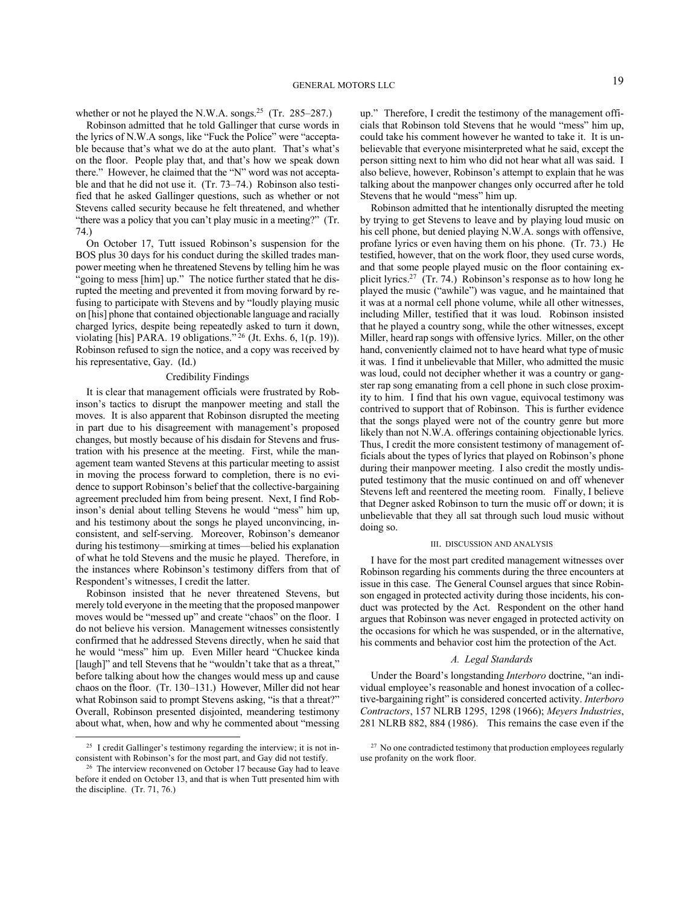whether or not he played the N.W.A. songs.[25] (Tr. 285–287.)

Robinson admitted that he told Gallinger that curse words in the lyrics of N.W.A songs, like "Fuck the Police" were "acceptable because that's what we do at the auto plant. That's what's on the floor. People play that, and that's how we speak down there." However, he claimed that the "N" word was not acceptable and that he did not use it. (Tr. 73–74.) Robinson also testified that he asked Gallinger questions, such as whether or not Stevens called security because he felt threatened, and whether "there was a policy that you can't play music in a meeting?" (Tr. 74.)

On October 17, Tutt issued Robinson's suspension for the BOS plus 30 days for his conduct during the skilled trades manpower meeting when he threatened Stevens by telling him he was "going to mess [him] up." The notice further stated that he disrupted the meeting and prevented it from moving forward by refusing to participate with Stevens and by "loudly playing music on [his] phone that contained objectionable language and racially charged lyrics, despite being repeatedly asked to turn it down, violating [his] PARA. 19 obligations."[26] (Jt. Exhs. 6, 1(p. 19)). Robinson refused to sign the notice, and a copy was received by his representative, Gay. (Id.)

### Credibility Findings

It is clear that management officials were frustrated by Robinson's tactics to disrupt the manpower meeting and stall the moves. It is also apparent that Robinson disrupted the meeting in part due to his disagreement with management's proposed changes, but mostly because of his disdain for Stevens and frustration with his presence at the meeting. First, while the management team wanted Stevens at this particular meeting to assist in moving the process forward to completion, there is no evidence to support Robinson's belief that the collective-bargaining agreement precluded him from being present. Next, I find Robinson's denial about telling Stevens he would "mess" him up, and his testimony about the songs he played unconvincing, inconsistent, and self-serving. Moreover, Robinson's demeanor during his testimony—smirking at times—belied his explanation of what he told Stevens and the music he played. Therefore, in the instances where Robinson's testimony differs from that of Respondent's witnesses, I credit the latter.

Robinson insisted that he never threatened Stevens, but merely told everyone in the meeting that the proposed manpower moves would be "messed up" and create "chaos" on the floor. I do not believe his version. Management witnesses consistently confirmed that he addressed Stevens directly, when he said that he would "mess" him up. Even Miller heard "Chuckee kinda [laugh]" and tell Stevens that he "wouldn't take that as a threat," before talking about how the changes would mess up and cause chaos on the floor. (Tr. 130–131.) However, Miller did not hear what Robinson said to prompt Stevens asking, "is that a threat?" Overall, Robinson presented disjointed, meandering testimony about what, when, how and why he commented about "messing up." Therefore, I credit the testimony of the management officials that Robinson told Stevens that he would "mess" him up, could take his comment however he wanted to take it. It is unbelievable that everyone misinterpreted what he said, except the person sitting next to him who did not hear what all was said. I also believe, however, Robinson's attempt to explain that he was talking about the manpower changes only occurred after he told Stevens that he would "mess" him up.

Robinson admitted that he intentionally disrupted the meeting by trying to get Stevens to leave and by playing loud music on his cell phone, but denied playing N.W.A. songs with offensive, profane lyrics or even having them on his phone. (Tr. 73.) He testified, however, that on the work floor, they used curse words, and that some people played music on the floor containing explicit lyrics.[27] (Tr. 74.) Robinson's response as to how long he played the music ("awhile") was vague, and he maintained that it was at a normal cell phone volume, while all other witnesses, including Miller, testified that it was loud. Robinson insisted that he played a country song, while the other witnesses, except Miller, heard rap songs with offensive lyrics. Miller, on the other hand, conveniently claimed not to have heard what type of music it was. I find it unbelievable that Miller, who admitted the music was loud, could not decipher whether it was a country or gangster rap song emanating from a cell phone in such close proximity to him. I find that his own vague, equivocal testimony was contrived to support that of Robinson. This is further evidence that the songs played were not of the country genre but more likely than not N.W.A. offerings containing objectionable lyrics. Thus, I credit the more consistent testimony of management officials about the types of lyrics that played on Robinson's phone during their manpower meeting. I also credit the mostly undisputed testimony that the music continued on and off whenever Stevens left and reentered the meeting room. Finally, I believe that Degner asked Robinson to turn the music off or down; it is unbelievable that they all sat through such loud music without doing so.

## III. DISCUSSION AND ANALYSIS

I have for the most part credited management witnesses over Robinson regarding his comments during the three encounters at issue in this case. The General Counsel argues that since Robinson engaged in protected activity during those incidents, his conduct was protected by the Act. Respondent on the other hand argues that Robinson was never engaged in protected activity on the occasions for which he was suspended, or in the alternative, his comments and behavior cost him the protection of the Act.

### *A. Legal Standards*

Under the Board's longstanding *Interboro* doctrine, "an individual employee's reasonable and honest invocation of a collective-bargaining right" is considered concerted activity. *Interboro Contractors*, 157 NLRB 1295, 1298 (1966); *Meyers Industries*, 281 NLRB 882, 884 (1986). This remains the case even if the

---

[25] I credit Gallinger's testimony regarding the interview; it is not inconsistent with Robinson's for the most part, and Gay did not testify.

[26] The interview reconvened on October 17 because Gay had to leave before it ended on October 13, and that is when Tutt presented him with the discipline. (Tr. 71, 76.)

[27] No one contradicted testimony that production employees regularly use profanity on the work floor.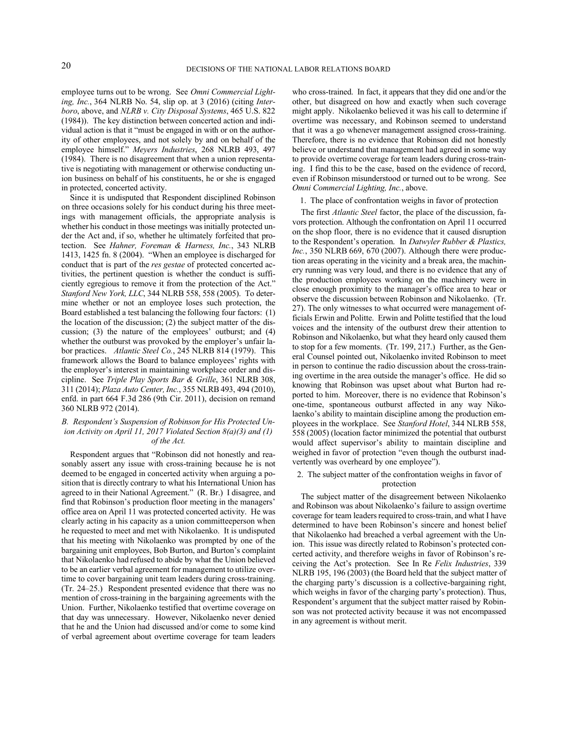employee turns out to be wrong. See *Omni Commercial Lighting, Inc.*, 364 NLRB No. 54, slip op. at 3 (2016) (citing *Interboro*, above, and *NLRB v. City Disposal Systems*, 465 U.S. 822 (1984)). The key distinction between concerted action and individual action is that it "must be engaged in with or on the authority of other employees, and not solely by and on behalf of the employee himself." *Meyers Industries*, 268 NLRB 493, 497 (1984). There is no disagreement that when a union representative is negotiating with management or otherwise conducting union business on behalf of his constituents, he or she is engaged in protected, concerted activity.

Since it is undisputed that Respondent disciplined Robinson on three occasions solely for his conduct during his three meetings with management officials, the appropriate analysis is whether his conduct in those meetings was initially protected under the Act and, if so, whether he ultimately forfeited that protection. See *Hahner, Foreman & Harness, Inc.*, 343 NLRB 1413, 1425 fn. 8 (2004). "When an employee is discharged for conduct that is part of the *res gestae* of protected concerted activities, the pertinent question is whether the conduct is sufficiently egregious to remove it from the protection of the Act." *Stanford New York, LLC*, 344 NLRB 558, 558 (2005). To determine whether or not an employee loses such protection, the Board established a test balancing the following four factors: (1) the location of the discussion; (2) the subject matter of the discussion; (3) the nature of the employees' outburst; and (4) whether the outburst was provoked by the employer's unfair labor practices. *Atlantic Steel Co.*, 245 NLRB 814 (1979). This framework allows the Board to balance employees' rights with the employer's interest in maintaining workplace order and discipline. See *Triple Play Sports Bar & Grille*, 361 NLRB 308, 311 (2014); *Plaza Auto Center, Inc.*, 355 NLRB 493, 494 (2010), enfd. in part 664 F.3d 286 (9th Cir. 2011), decision on remand 360 NLRB 972 (2014).

### *B. Respondent's Suspension of Robinson for His Protected Union Activity on April 11, 2017 Violated Section 8(a)(3) and (1) of the Act.*

Respondent argues that "Robinson did not honestly and reasonably assert any issue with cross-training because he is not deemed to be engaged in concerted activity when arguing a position that is directly contrary to what his International Union has agreed to in their National Agreement." (R. Br.) I disagree, and find that Robinson's production floor meeting in the managers' office area on April 11 was protected concerted activity. He was clearly acting in his capacity as a union committeeperson when he requested to meet and met with Nikolaenko. It is undisputed that his meeting with Nikolaenko was prompted by one of the bargaining unit employees, Bob Burton, and Burton's complaint that Nikolaenko had refused to abide by what the Union believed to be an earlier verbal agreement for management to utilize overtime to cover bargaining unit team leaders during cross-training. (Tr. 24–25.) Respondent presented evidence that there was no mention of cross-training in the bargaining agreements with the Union. Further, Nikolaenko testified that overtime coverage on that day was unnecessary. However, Nikolaenko never denied that he and the Union had discussed and/or come to some kind of verbal agreement about overtime coverage for team leaders who cross-trained. In fact, it appears that they did one and/or the other, but disagreed on how and exactly when such coverage might apply. Nikolaenko believed it was his call to determine if overtime was necessary, and Robinson seemed to understand that it was a go whenever management assigned cross-training. Therefore, there is no evidence that Robinson did not honestly believe or understand that management had agreed in some way to provide overtime coverage for team leaders during cross-training. I find this to be the case, based on the evidence of record, even if Robinson misunderstood or turned out to be wrong. See *Omni Commercial Lighting, Inc.*, above.

1. The place of confrontation weighs in favor of protection

The first *Atlantic Steel* factor, the place of the discussion, favors protection. Although the confrontation on April 11 occurred on the shop floor, there is no evidence that it caused disruption to the Respondent's operation. In *Datwyler Rubber & Plastics, Inc.*, 350 NLRB 669, 670 (2007). Although there were production areas operating in the vicinity and a break area, the machinery running was very loud, and there is no evidence that any of the production employees working on the machinery were in close enough proximity to the manager's office area to hear or observe the discussion between Robinson and Nikolaenko. (Tr. 27). The only witnesses to what occurred were management officials Erwin and Politte. Erwin and Politte testified that the loud voices and the intensity of the outburst drew their attention to Robinson and Nikolaenko, but what they heard only caused them to stop for a few moments. (Tr. 199, 217.) Further, as the General Counsel pointed out, Nikolaenko invited Robinson to meet in person to continue the radio discussion about the cross-training overtime in the area outside the manager's office. He did so knowing that Robinson was upset about what Burton had reported to him. Moreover, there is no evidence that Robinson's one-time, spontaneous outburst affected in any way Nikolaenko's ability to maintain discipline among the production employees in the workplace. See *Stanford Hotel*, 344 NLRB 558, 558 (2005) (location factor minimized the potential that outburst would affect supervisor's ability to maintain discipline and weighed in favor of protection "even though the outburst inadvertently was overheard by one employee").

2. The subject matter of the confrontation weighs in favor of protection

The subject matter of the disagreement between Nikolaenko and Robinson was about Nikolaenko's failure to assign overtime coverage for team leaders required to cross-train, and what I have determined to have been Robinson's sincere and honest belief that Nikolaenko had breached a verbal agreement with the Union. This issue was directly related to Robinson's protected concerted activity, and therefore weighs in favor of Robinson's receiving the Act's protection. See In Re *Felix Industries*, 339 NLRB 195, 196 (2003) (the Board held that the subject matter of the charging party's discussion is a collective-bargaining right, which weighs in favor of the charging party's protection). Thus, Respondent's argument that the subject matter raised by Robinson was not protected activity because it was not encompassed in any agreement is without merit.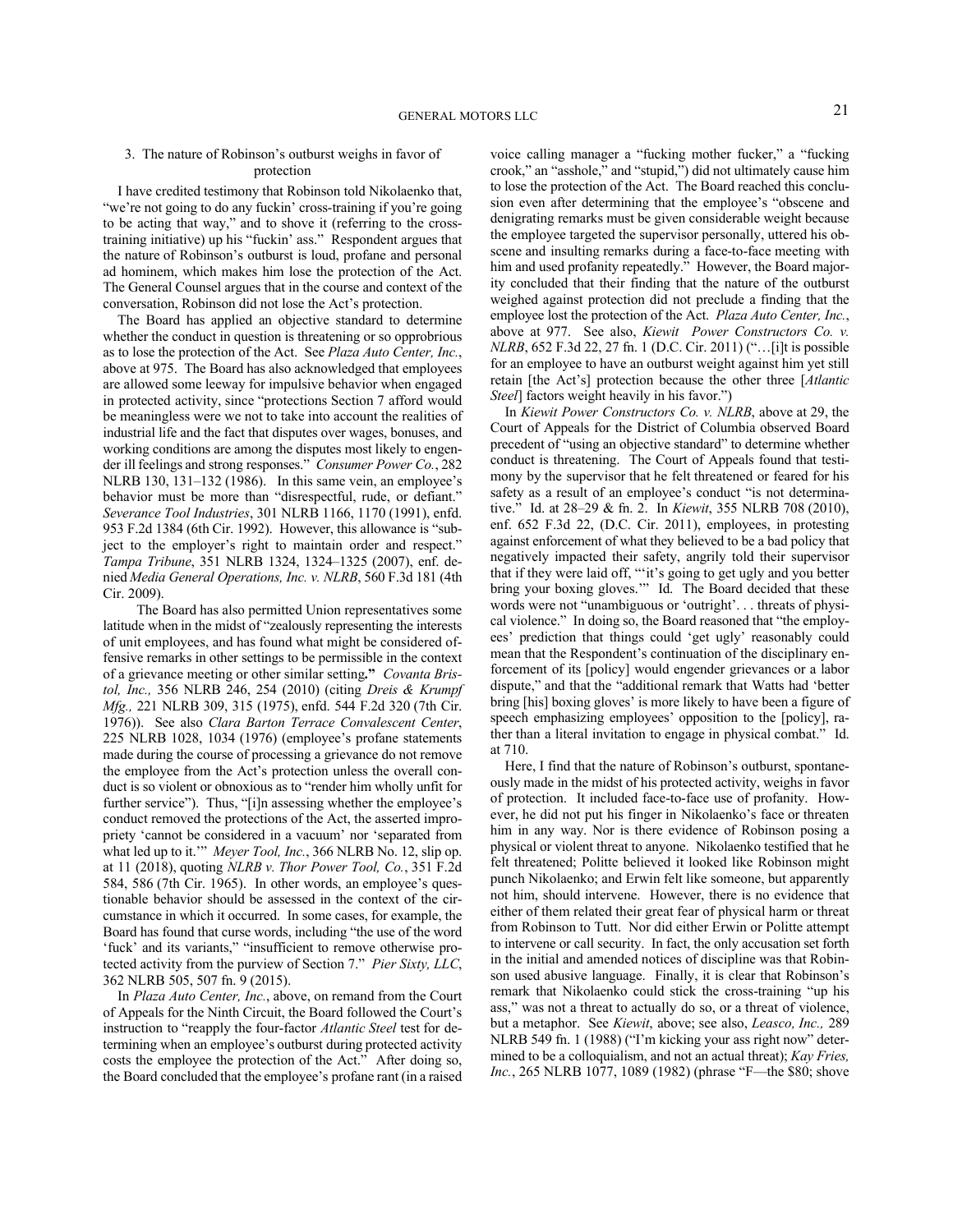### 3. The nature of Robinson's outburst weighs in favor of protection

I have credited testimony that Robinson told Nikolaenko that, "we're not going to do any fuckin' cross-training if you're going to be acting that way," and to shove it (referring to the cross-training initiative) up his "fuckin' ass." Respondent argues that the nature of Robinson's outburst is loud, profane and personal ad hominem, which makes him lose the protection of the Act. The General Counsel argues that in the course and context of the conversation, Robinson did not lose the Act's protection.

The Board has applied an objective standard to determine whether the conduct in question is threatening or so opprobrious as to lose the protection of the Act. See *Plaza Auto Center, Inc.*, above at 975. The Board has also acknowledged that employees are allowed some leeway for impulsive behavior when engaged in protected activity, since "protections Section 7 afford would be meaningless were we not to take into account the realities of industrial life and the fact that disputes over wages, bonuses, and working conditions are among the disputes most likely to engender ill feelings and strong responses." *Consumer Power Co.*, 282 NLRB 130, 131–132 (1986). In this same vein, an employee's behavior must be more than "disrespectful, rude, or defiant." *Severance Tool Industries*, 301 NLRB 1166, 1170 (1991), enfd. 953 F.2d 1384 (6th Cir. 1992). However, this allowance is "subject to the employer's right to maintain order and respect." *Tampa Tribune*, 351 NLRB 1324, 1324–1325 (2007), enf. denied *Media General Operations, Inc. v. NLRB*, 560 F.3d 181 (4th Cir. 2009).

The Board has also permitted Union representatives some latitude when in the midst of "zealously representing the interests of unit employees, and has found what might be considered offensive remarks in other settings to be permissible in the context of a grievance meeting or other similar setting**."** *Covanta Bristol, Inc.,* 356 NLRB 246, 254 (2010) (citing *Dreis & Krumpf Mfg.,* 221 NLRB 309, 315 (1975), enfd. 544 F.2d 320 (7th Cir. 1976)). See also *Clara Barton Terrace Convalescent Center*, 225 NLRB 1028, 1034 (1976) (employee's profane statements made during the course of processing a grievance do not remove the employee from the Act's protection unless the overall conduct is so violent or obnoxious as to "render him wholly unfit for further service"). Thus, "[i]n assessing whether the employee's conduct removed the protections of the Act, the asserted impropriety 'cannot be considered in a vacuum' nor 'separated from what led up to it.'" *Meyer Tool, Inc.*, 366 NLRB No. 12, slip op. at 11 (2018), quoting *NLRB v. Thor Power Tool, Co.*, 351 F.2d 584, 586 (7th Cir. 1965). In other words, an employee's questionable behavior should be assessed in the context of the circumstance in which it occurred. In some cases, for example, the Board has found that curse words, including "the use of the word 'fuck' and its variants," "insufficient to remove otherwise protected activity from the purview of Section 7." *Pier Sixty, LLC*, 362 NLRB 505, 507 fn. 9 (2015).

In *Plaza Auto Center, Inc.*, above, on remand from the Court of Appeals for the Ninth Circuit, the Board followed the Court's instruction to "reapply the four-factor *Atlantic Steel* test for determining when an employee's outburst during protected activity costs the employee the protection of the Act." After doing so, the Board concluded that the employee's profane rant (in a raised voice calling manager a "fucking mother fucker," a "fucking crook," an "asshole," and "stupid,") did not ultimately cause him to lose the protection of the Act. The Board reached this conclusion even after determining that the employee's "obscene and denigrating remarks must be given considerable weight because the employee targeted the supervisor personally, uttered his obscene and insulting remarks during a face-to-face meeting with him and used profanity repeatedly." However, the Board majority concluded that their finding that the nature of the outburst weighed against protection did not preclude a finding that the employee lost the protection of the Act. *Plaza Auto Center, Inc.*, above at 977. See also, *Kiewit Power Constructors Co. v. NLRB*, 652 F.3d 22, 27 fn. 1 (D.C. Cir. 2011) ("…[i]t is possible for an employee to have an outburst weight against him yet still retain [the Act's] protection because the other three [*Atlantic Steel*] factors weight heavily in his favor.")

In *Kiewit Power Constructors Co. v. NLRB*, above at 29, the Court of Appeals for the District of Columbia observed Board precedent of "using an objective standard" to determine whether conduct is threatening. The Court of Appeals found that testimony by the supervisor that he felt threatened or feared for his safety as a result of an employee's conduct "is not determinative." Id. at 28–29 & fn. 2. In *Kiewit*, 355 NLRB 708 (2010), enf. 652 F.3d 22, (D.C. Cir. 2011), employees, in protesting against enforcement of what they believed to be a bad policy that negatively impacted their safety, angrily told their supervisor that if they were laid off, "'it's going to get ugly and you better bring your boxing gloves.'" Id. The Board decided that these words were not "unambiguous or 'outright'. . . threats of physical violence." In doing so, the Board reasoned that "the employees' prediction that things could 'get ugly' reasonably could mean that the Respondent's continuation of the disciplinary enforcement of its [policy] would engender grievances or a labor dispute," and that the "additional remark that Watts had 'better bring [his] boxing gloves' is more likely to have been a figure of speech emphasizing employees' opposition to the [policy], rather than a literal invitation to engage in physical combat." Id. at 710.

Here, I find that the nature of Robinson's outburst, spontaneously made in the midst of his protected activity, weighs in favor of protection. It included face-to-face use of profanity. However, he did not put his finger in Nikolaenko's face or threaten him in any way. Nor is there evidence of Robinson posing a physical or violent threat to anyone. Nikolaenko testified that he felt threatened; Politte believed it looked like Robinson might punch Nikolaenko; and Erwin felt like someone, but apparently not him, should intervene. However, there is no evidence that either of them related their great fear of physical harm or threat from Robinson to Tutt. Nor did either Erwin or Politte attempt to intervene or call security. In fact, the only accusation set forth in the initial and amended notices of discipline was that Robinson used abusive language. Finally, it is clear that Robinson's remark that Nikolaenko could stick the cross-training "up his ass," was not a threat to actually do so, or a threat of violence, but a metaphor. See *Kiewit*, above; see also, *Leasco, Inc.,* 289 NLRB 549 fn. 1 (1988) ("I'm kicking your ass right now" determined to be a colloquialism, and not an actual threat); *Kay Fries, Inc.*, 265 NLRB 1077, 1089 (1982) (phrase "F—the $80; shove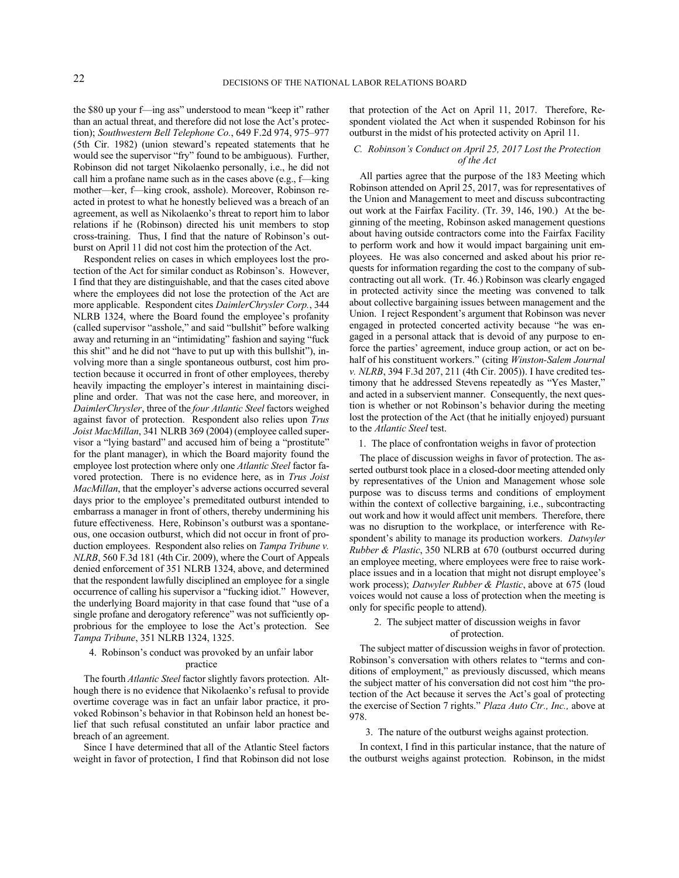the $80 up your f—ing ass" understood to mean "keep it" rather than an actual threat, and therefore did not lose the Act's protection); *Southwestern Bell Telephone Co.*, 649 F.2d 974, 975–977 (5th Cir. 1982) (union steward's repeated statements that he would see the supervisor "fry" found to be ambiguous). Further, Robinson did not target Nikolaenko personally, i.e., he did not call him a profane name such as in the cases above (e.g., f—king mother—ker, f—king crook, asshole). Moreover, Robinson reacted in protest to what he honestly believed was a breach of an agreement, as well as Nikolaenko's threat to report him to labor relations if he (Robinson) directed his unit members to stop cross-training. Thus, I find that the nature of Robinson's outburst on April 11 did not cost him the protection of the Act.

Respondent relies on cases in which employees lost the protection of the Act for similar conduct as Robinson's. However, I find that they are distinguishable, and that the cases cited above where the employees did not lose the protection of the Act are more applicable. Respondent cites *DaimlerChrysler Corp.*, 344 NLRB 1324, where the Board found the employee's profanity (called supervisor "asshole," and said "bullshit" before walking away and returning in an "intimidating" fashion and saying "fuck this shit" and he did not "have to put up with this bullshit"), involving more than a single spontaneous outburst, cost him protection because it occurred in front of other employees, thereby heavily impacting the employer's interest in maintaining discipline and order. That was not the case here, and moreover, in *DaimlerChrysler*, three of the *four Atlantic Steel* factors weighed against favor of protection. Respondent also relies upon *Trus Joist MacMillan*, 341 NLRB 369 (2004) (employee called supervisor a "lying bastard" and accused him of being a "prostitute" for the plant manager), in which the Board majority found the employee lost protection where only one *Atlantic Steel* factor favored protection. There is no evidence here, as in *Trus Joist MacMillan*, that the employer's adverse actions occurred several days prior to the employee's premeditated outburst intended to embarrass a manager in front of others, thereby undermining his future effectiveness. Here, Robinson's outburst was a spontaneous, one occasion outburst, which did not occur in front of production employees. Respondent also relies on *Tampa Tribune v. NLRB*, 560 F.3d 181 (4th Cir. 2009), where the Court of Appeals denied enforcement of 351 NLRB 1324, above, and determined that the respondent lawfully disciplined an employee for a single occurrence of calling his supervisor a "fucking idiot." However, the underlying Board majority in that case found that "use of a single profane and derogatory reference" was not sufficiently opprobrious for the employee to lose the Act's protection. See *Tampa Tribune*, 351 NLRB 1324, 1325.

#### 4. Robinson's conduct was provoked by an unfair labor practice

The fourth *Atlantic Steel* factor slightly favors protection. Although there is no evidence that Nikolaenko's refusal to provide overtime coverage was in fact an unfair labor practice, it provoked Robinson's behavior in that Robinson held an honest belief that such refusal constituted an unfair labor practice and breach of an agreement.

Since I have determined that all of the Atlantic Steel factors weight in favor of protection, I find that Robinson did not lose that protection of the Act on April 11, 2017. Therefore, Respondent violated the Act when it suspended Robinson for his outburst in the midst of his protected activity on April 11.

### *C. Robinson's Conduct on April 25, 2017 Lost the Protection of the Act*

All parties agree that the purpose of the 183 Meeting which Robinson attended on April 25, 2017, was for representatives of the Union and Management to meet and discuss subcontracting out work at the Fairfax Facility. (Tr. 39, 146, 190.) At the beginning of the meeting, Robinson asked management questions about having outside contractors come into the Fairfax Facility to perform work and how it would impact bargaining unit employees. He was also concerned and asked about his prior requests for information regarding the cost to the company of subcontracting out all work. (Tr. 46.) Robinson was clearly engaged in protected activity since the meeting was convened to talk about collective bargaining issues between management and the Union. I reject Respondent's argument that Robinson was never engaged in protected concerted activity because "he was engaged in a personal attack that is devoid of any purpose to enforce the parties' agreement, induce group action, or act on behalf of his constituent workers." (citing *Winston-Salem Journal v. NLRB*, 394 F.3d 207, 211 (4th Cir. 2005)). I have credited testimony that he addressed Stevens repeatedly as "Yes Master," and acted in a subservient manner. Consequently, the next question is whether or not Robinson's behavior during the meeting lost the protection of the Act (that he initially enjoyed) pursuant to the *Atlantic Steel* test.

#### 1. The place of confrontation weighs in favor of protection

The place of discussion weighs in favor of protection. The asserted outburst took place in a closed-door meeting attended only by representatives of the Union and Management whose sole purpose was to discuss terms and conditions of employment within the context of collective bargaining, i.e., subcontracting out work and how it would affect unit members. Therefore, there was no disruption to the workplace, or interference with Respondent's ability to manage its production workers. *Datwyler Rubber & Plastic*, 350 NLRB at 670 (outburst occurred during an employee meeting, where employees were free to raise workplace issues and in a location that might not disrupt employee's work process); *Datwyler Rubber & Plastic*, above at 675 (loud voices would not cause a loss of protection when the meeting is only for specific people to attend).

#### 2. The subject matter of discussion weighs in favor of protection.

The subject matter of discussion weighs in favor of protection. Robinson's conversation with others relates to "terms and conditions of employment," as previously discussed, which means the subject matter of his conversation did not cost him "the protection of the Act because it serves the Act's goal of protecting the exercise of Section 7 rights." *Plaza Auto Ctr., Inc.,* above at 978.

#### 3. The nature of the outburst weighs against protection.

In context, I find in this particular instance, that the nature of the outburst weighs against protection. Robinson, in the midst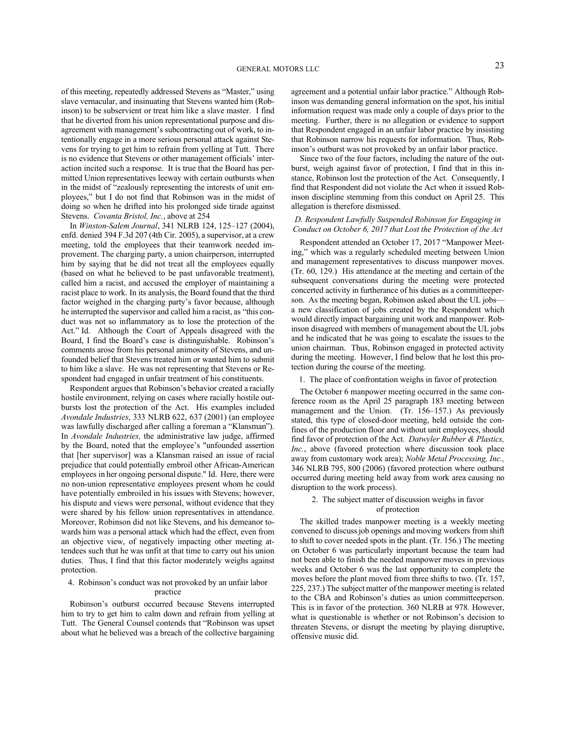of this meeting, repeatedly addressed Stevens as "Master," using slave vernacular, and insinuating that Stevens wanted him (Robinson) to be subservient or treat him like a slave master. I find that he diverted from his union representational purpose and disagreement with management's subcontracting out of work, to intentionally engage in a more serious personal attack against Stevens for trying to get him to refrain from yelling at Tutt. There is no evidence that Stevens or other management officials' interaction incited such a response. It is true that the Board has permitted Union representatives leeway with certain outbursts when in the midst of "zealously representing the interests of unit employees," but I do not find that Robinson was in the midst of doing so when he drifted into his prolonged side tirade against Stevens. *Covanta Bristol, Inc.*, above at 254

In *Winston-Salem Journal*, 341 NLRB 124, 125–127 (2004), enfd. denied 394 F.3d 207 (4th Cir. 2005), a supervisor, at a crew meeting, told the employees that their teamwork needed improvement. The charging party, a union chairperson, interrupted him by saying that he did not treat all the employees equally (based on what he believed to be past unfavorable treatment), called him a racist, and accused the employer of maintaining a racist place to work. In its analysis, the Board found that the third factor weighed in the charging party's favor because, although he interrupted the supervisor and called him a racist, as "this conduct was not so inflammatory as to lose the protection of the Act." Id. Although the Court of Appeals disagreed with the Board, I find the Board's case is distinguishable. Robinson's comments arose from his personal animosity of Stevens, and unfounded belief that Stevens treated him or wanted him to submit to him like a slave. He was not representing that Stevens or Respondent had engaged in unfair treatment of his constituents.

Respondent argues that Robinson's behavior created a racially hostile environment, relying on cases where racially hostile outbursts lost the protection of the Act. His examples included *Avondale Industries*, 333 NLRB 622, 637 (2001) (an employee was lawfully discharged after calling a foreman a "Klansman"). In *Avondale Industries,* the administrative law judge, affirmed by the Board, noted that the employee's "unfounded assertion that [her supervisor] was a Klansman raised an issue of racial prejudice that could potentially embroil other African-American employees in her ongoing personal dispute." Id. Here, there were no non-union representative employees present whom he could have potentially embroiled in his issues with Stevens; however, his dispute and views were personal, without evidence that they were shared by his fellow union representatives in attendance. Moreover, Robinson did not like Stevens, and his demeanor towards him was a personal attack which had the effect, even from an objective view, of negatively impacting other meeting attendees such that he was unfit at that time to carry out his union duties. Thus, I find that this factor moderately weighs against protection.

4. Robinson's conduct was not provoked by an unfair labor practice

Robinson's outburst occurred because Stevens interrupted him to try to get him to calm down and refrain from yelling at Tutt. The General Counsel contends that "Robinson was upset about what he believed was a breach of the collective bargaining agreement and a potential unfair labor practice." Although Robinson was demanding general information on the spot, his initial information request was made only a couple of days prior to the meeting. Further, there is no allegation or evidence to support that Respondent engaged in an unfair labor practice by insisting that Robinson narrow his requests for information. Thus, Robinson's outburst was not provoked by an unfair labor practice.

Since two of the four factors, including the nature of the outburst, weigh against favor of protection, I find that in this instance, Robinson lost the protection of the Act. Consequently, I find that Respondent did not violate the Act when it issued Robinson discipline stemming from this conduct on April 25. This allegation is therefore dismissed.

### *D. Respondent Lawfully Suspended Robinson for Engaging in Conduct on October 6, 2017 that Lost the Protection of the Act*

Respondent attended an October 17, 2017 "Manpower Meeting," which was a regularly scheduled meeting between Union and management representatives to discuss manpower moves. (Tr. 60, 129.) His attendance at the meeting and certain of the subsequent conversations during the meeting were protected concerted activity in furtherance of his duties as a committeeperson. As the meeting began, Robinson asked about the UL jobs—a new classification of jobs created by the Respondent which would directly impact bargaining unit work and manpower. Robinson disagreed with members of management about the UL jobs and he indicated that he was going to escalate the issues to the union chairman. Thus, Robinson engaged in protected activity during the meeting. However, I find below that he lost this protection during the course of the meeting.

1. The place of confrontation weighs in favor of protection

The October 6 manpower meeting occurred in the same conference room as the April 25 paragraph 183 meeting between management and the Union. (Tr. 156–157.) As previously stated, this type of closed-door meeting, held outside the confines of the production floor and without unit employees, should find favor of protection of the Act. *Datwyler Rubber & Plastics, Inc.*, above (favored protection where discussion took place away from customary work area); *Noble Metal Processing, Inc.,* 346 NLRB 795, 800 (2006) (favored protection where outburst occurred during meeting held away from work area causing no disruption to the work process).

2. The subject matter of discussion weighs in favor of protection

The skilled trades manpower meeting is a weekly meeting convened to discuss job openings and moving workers from shift to shift to cover needed spots in the plant. (Tr. 156.) The meeting on October 6 was particularly important because the team had not been able to finish the needed manpower moves in previous weeks and October 6 was the last opportunity to complete the moves before the plant moved from three shifts to two. (Tr. 157, 225, 237.) The subject matter of the manpower meeting is related to the CBA and Robinson's duties as union committeeperson. This is in favor of the protection. 360 NLRB at 978. However, what is questionable is whether or not Robinson's decision to threaten Stevens, or disrupt the meeting by playing disruptive, offensive music did.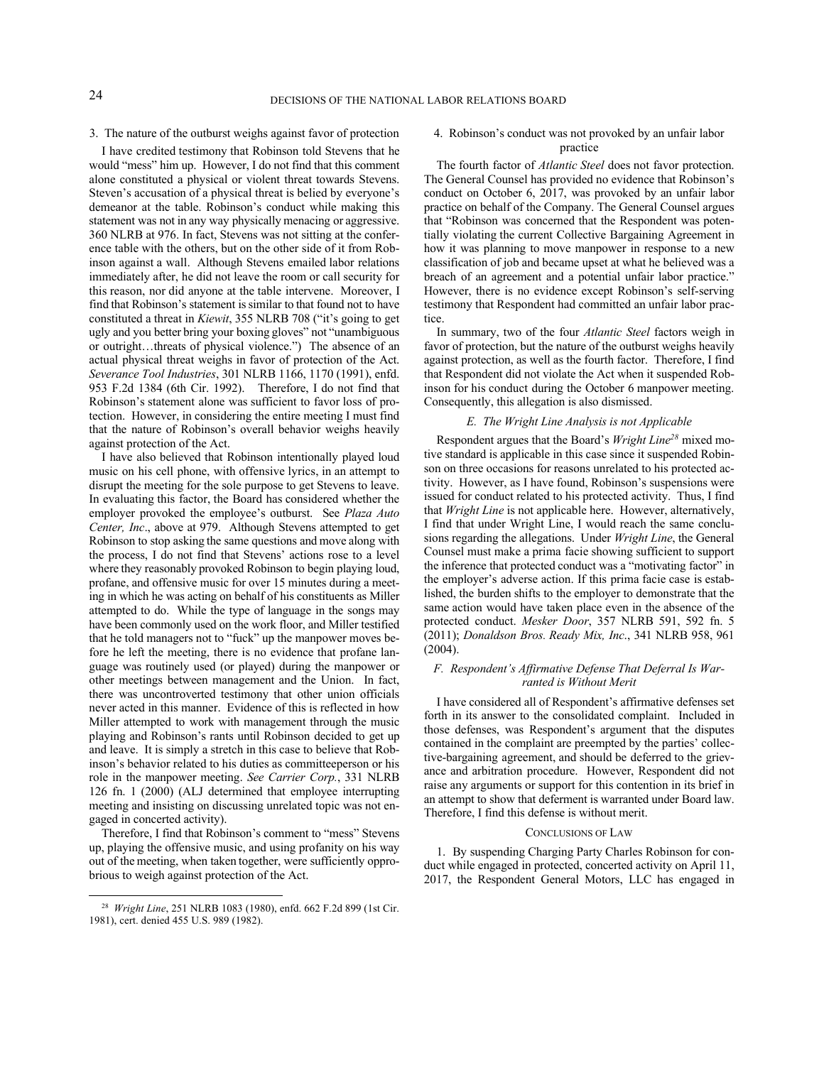3. The nature of the outburst weighs against favor of protection

I have credited testimony that Robinson told Stevens that he would "mess" him up. However, I do not find that this comment alone constituted a physical or violent threat towards Stevens. Steven's accusation of a physical threat is belied by everyone's demeanor at the table. Robinson's conduct while making this statement was not in any way physically menacing or aggressive. 360 NLRB at 976. In fact, Stevens was not sitting at the conference table with the others, but on the other side of it from Robinson against a wall. Although Stevens emailed labor relations immediately after, he did not leave the room or call security for this reason, nor did anyone at the table intervene. Moreover, I find that Robinson's statement is similar to that found not to have constituted a threat in *Kiewit*, 355 NLRB 708 ("it's going to get ugly and you better bring your boxing gloves" not "unambiguous or outright…threats of physical violence.") The absence of an actual physical threat weighs in favor of protection of the Act. *Severance Tool Industries*, 301 NLRB 1166, 1170 (1991), enfd. 953 F.2d 1384 (6th Cir. 1992). Therefore, I do not find that Robinson's statement alone was sufficient to favor loss of protection. However, in considering the entire meeting I must find that the nature of Robinson's overall behavior weighs heavily against protection of the Act.

I have also believed that Robinson intentionally played loud music on his cell phone, with offensive lyrics, in an attempt to disrupt the meeting for the sole purpose to get Stevens to leave. In evaluating this factor, the Board has considered whether the employer provoked the employee's outburst. See *Plaza Auto Center, Inc*., above at 979. Although Stevens attempted to get Robinson to stop asking the same questions and move along with the process, I do not find that Stevens' actions rose to a level where they reasonably provoked Robinson to begin playing loud, profane, and offensive music for over 15 minutes during a meeting in which he was acting on behalf of his constituents as Miller attempted to do. While the type of language in the songs may have been commonly used on the work floor, and Miller testified that he told managers not to "fuck" up the manpower moves before he left the meeting, there is no evidence that profane language was routinely used (or played) during the manpower or other meetings between management and the Union. In fact, there was uncontroverted testimony that other union officials never acted in this manner. Evidence of this is reflected in how Miller attempted to work with management through the music playing and Robinson's rants until Robinson decided to get up and leave. It is simply a stretch in this case to believe that Robinson's behavior related to his duties as committeeperson or his role in the manpower meeting. *See Carrier Corp.*, 331 NLRB 126 fn. 1 (2000) (ALJ determined that employee interrupting meeting and insisting on discussing unrelated topic was not engaged in concerted activity).

Therefore, I find that Robinson's comment to "mess" Stevens up, playing the offensive music, and using profanity on his way out of the meeting, when taken together, were sufficiently opprobrious to weigh against protection of the Act.

4. Robinson's conduct was not provoked by an unfair labor practice

The fourth factor of *Atlantic Steel* does not favor protection. The General Counsel has provided no evidence that Robinson's conduct on October 6, 2017, was provoked by an unfair labor practice on behalf of the Company. The General Counsel argues that "Robinson was concerned that the Respondent was potentially violating the current Collective Bargaining Agreement in how it was planning to move manpower in response to a new classification of job and became upset at what he believed was a breach of an agreement and a potential unfair labor practice." However, there is no evidence except Robinson's self-serving testimony that Respondent had committed an unfair labor practice.

In summary, two of the four *Atlantic Steel* factors weigh in favor of protection, but the nature of the outburst weighs heavily against protection, as well as the fourth factor. Therefore, I find that Respondent did not violate the Act when it suspended Robinson for his conduct during the October 6 manpower meeting. Consequently, this allegation is also dismissed.

### *E. The Wright Line Analysis is not Applicable*

Respondent argues that the Board's *Wright Line*[28] mixed motive standard is applicable in this case since it suspended Robinson on three occasions for reasons unrelated to his protected activity. However, as I have found, Robinson's suspensions were issued for conduct related to his protected activity. Thus, I find that *Wright Line* is not applicable here. However, alternatively, I find that under Wright Line, I would reach the same conclusions regarding the allegations. Under *Wright Line*, the General Counsel must make a prima facie showing sufficient to support the inference that protected conduct was a "motivating factor" in the employer's adverse action. If this prima facie case is established, the burden shifts to the employer to demonstrate that the same action would have taken place even in the absence of the protected conduct. *Mesker Door*, 357 NLRB 591, 592 fn. 5 (2011); *Donaldson Bros. Ready Mix, Inc*., 341 NLRB 958, 961 (2004).

### *F. Respondent's Affirmative Defense That Deferral Is Warranted is Without Merit*

I have considered all of Respondent's affirmative defenses set forth in its answer to the consolidated complaint. Included in those defenses, was Respondent's argument that the disputes contained in the complaint are preempted by the parties' collective-bargaining agreement, and should be deferred to the grievance and arbitration procedure. However, Respondent did not raise any arguments or support for this contention in its brief in an attempt to show that deferment is warranted under Board law. Therefore, I find this defense is without merit.

## CONCLUSIONS OF LAW

1. By suspending Charging Party Charles Robinson for conduct while engaged in protected, concerted activity on April 11, 2017, the Respondent General Motors, LLC has engaged in

---

[28] *Wright Line*, 251 NLRB 1083 (1980), enfd. 662 F.2d 899 (1st Cir. 1981), cert. denied 455 U.S. 989 (1982).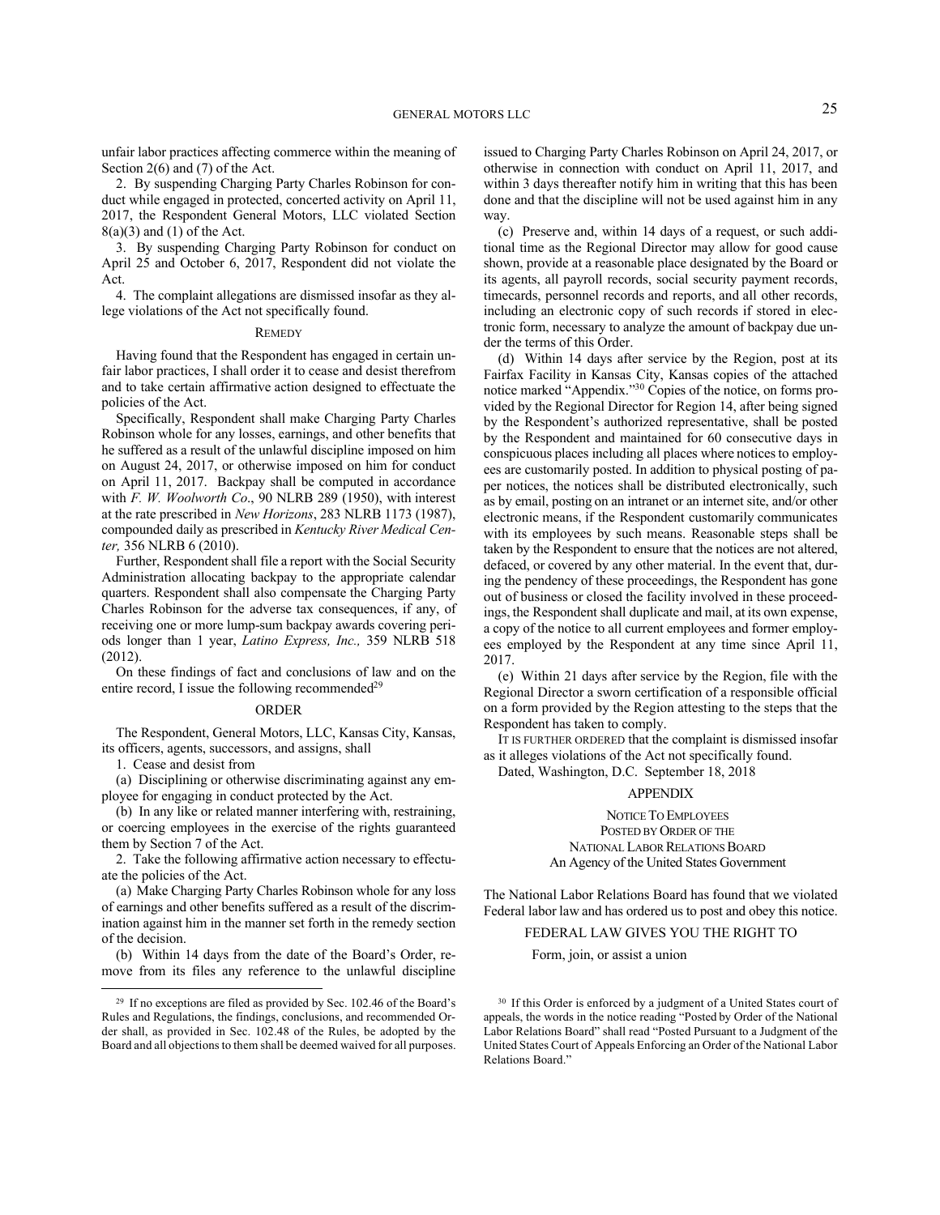unfair labor practices affecting commerce within the meaning of Section 2(6) and (7) of the Act.

2. By suspending Charging Party Charles Robinson for conduct while engaged in protected, concerted activity on April 11, 2017, the Respondent General Motors, LLC violated Section 8(a)(3) and (1) of the Act.

3. By suspending Charging Party Robinson for conduct on April 25 and October 6, 2017, Respondent did not violate the Act.

4. The complaint allegations are dismissed insofar as they allege violations of the Act not specifically found.

## REMEDY

Having found that the Respondent has engaged in certain unfair labor practices, I shall order it to cease and desist therefrom and to take certain affirmative action designed to effectuate the policies of the Act.

Specifically, Respondent shall make Charging Party Charles Robinson whole for any losses, earnings, and other benefits that he suffered as a result of the unlawful discipline imposed on him on August 24, 2017, or otherwise imposed on him for conduct on April 11, 2017. Backpay shall be computed in accordance with *F. W. Woolworth Co*., 90 NLRB 289 (1950), with interest at the rate prescribed in *New Horizons*, 283 NLRB 1173 (1987), compounded daily as prescribed in *Kentucky River Medical Center,* 356 NLRB 6 (2010).

Further, Respondent shall file a report with the Social Security Administration allocating backpay to the appropriate calendar quarters. Respondent shall also compensate the Charging Party Charles Robinson for the adverse tax consequences, if any, of receiving one or more lump-sum backpay awards covering periods longer than 1 year, *Latino Express, Inc.,* 359 NLRB 518 (2012).

On these findings of fact and conclusions of law and on the entire record, I issue the following recommended[29]

## ORDER

The Respondent, General Motors, LLC, Kansas City, Kansas, its officers, agents, successors, and assigns, shall

1. Cease and desist from

(a) Disciplining or otherwise discriminating against any employee for engaging in conduct protected by the Act.

(b) In any like or related manner interfering with, restraining, or coercing employees in the exercise of the rights guaranteed them by Section 7 of the Act.

2. Take the following affirmative action necessary to effectuate the policies of the Act.

(a) Make Charging Party Charles Robinson whole for any loss of earnings and other benefits suffered as a result of the discrimination against him in the manner set forth in the remedy section of the decision.

(b) Within 14 days from the date of the Board's Order, remove from its files any reference to the unlawful discipline issued to Charging Party Charles Robinson on April 24, 2017, or otherwise in connection with conduct on April 11, 2017, and within 3 days thereafter notify him in writing that this has been done and that the discipline will not be used against him in any way.

(c) Preserve and, within 14 days of a request, or such additional time as the Regional Director may allow for good cause shown, provide at a reasonable place designated by the Board or its agents, all payroll records, social security payment records, timecards, personnel records and reports, and all other records, including an electronic copy of such records if stored in electronic form, necessary to analyze the amount of backpay due under the terms of this Order.

(d) Within 14 days after service by the Region, post at its Fairfax Facility in Kansas City, Kansas copies of the attached notice marked "Appendix."[30] Copies of the notice, on forms provided by the Regional Director for Region 14, after being signed by the Respondent's authorized representative, shall be posted by the Respondent and maintained for 60 consecutive days in conspicuous places including all places where notices to employees are customarily posted. In addition to physical posting of paper notices, the notices shall be distributed electronically, such as by email, posting on an intranet or an internet site, and/or other electronic means, if the Respondent customarily communicates with its employees by such means. Reasonable steps shall be taken by the Respondent to ensure that the notices are not altered, defaced, or covered by any other material. In the event that, during the pendency of these proceedings, the Respondent has gone out of business or closed the facility involved in these proceedings, the Respondent shall duplicate and mail, at its own expense, a copy of the notice to all current employees and former employees employed by the Respondent at any time since April 11, 2017.

(e) Within 21 days after service by the Region, file with the Regional Director a sworn certification of a responsible official on a form provided by the Region attesting to the steps that the Respondent has taken to comply.

IT IS FURTHER ORDERED that the complaint is dismissed insofar as it alleges violations of the Act not specifically found.

Dated, Washington, D.C. September 18, 2018

## APPENDIX

NOTICE TO EMPLOYEES
POSTED BY ORDER OF THE
NATIONAL LABOR RELATIONS BOARD
An Agency of the United States Government

The National Labor Relations Board has found that we violated Federal labor law and has ordered us to post and obey this notice.

FEDERAL LAW GIVES YOU THE RIGHT TO

Form, join, or assist a union

---

[29] If no exceptions are filed as provided by Sec. 102.46 of the Board's Rules and Regulations, the findings, conclusions, and recommended Order shall, as provided in Sec. 102.48 of the Rules, be adopted by the Board and all objections to them shall be deemed waived for all purposes.

[30] If this Order is enforced by a judgment of a United States court of appeals, the words in the notice reading "Posted by Order of the National Labor Relations Board" shall read "Posted Pursuant to a Judgment of the United States Court of Appeals Enforcing an Order of the National Labor Relations Board."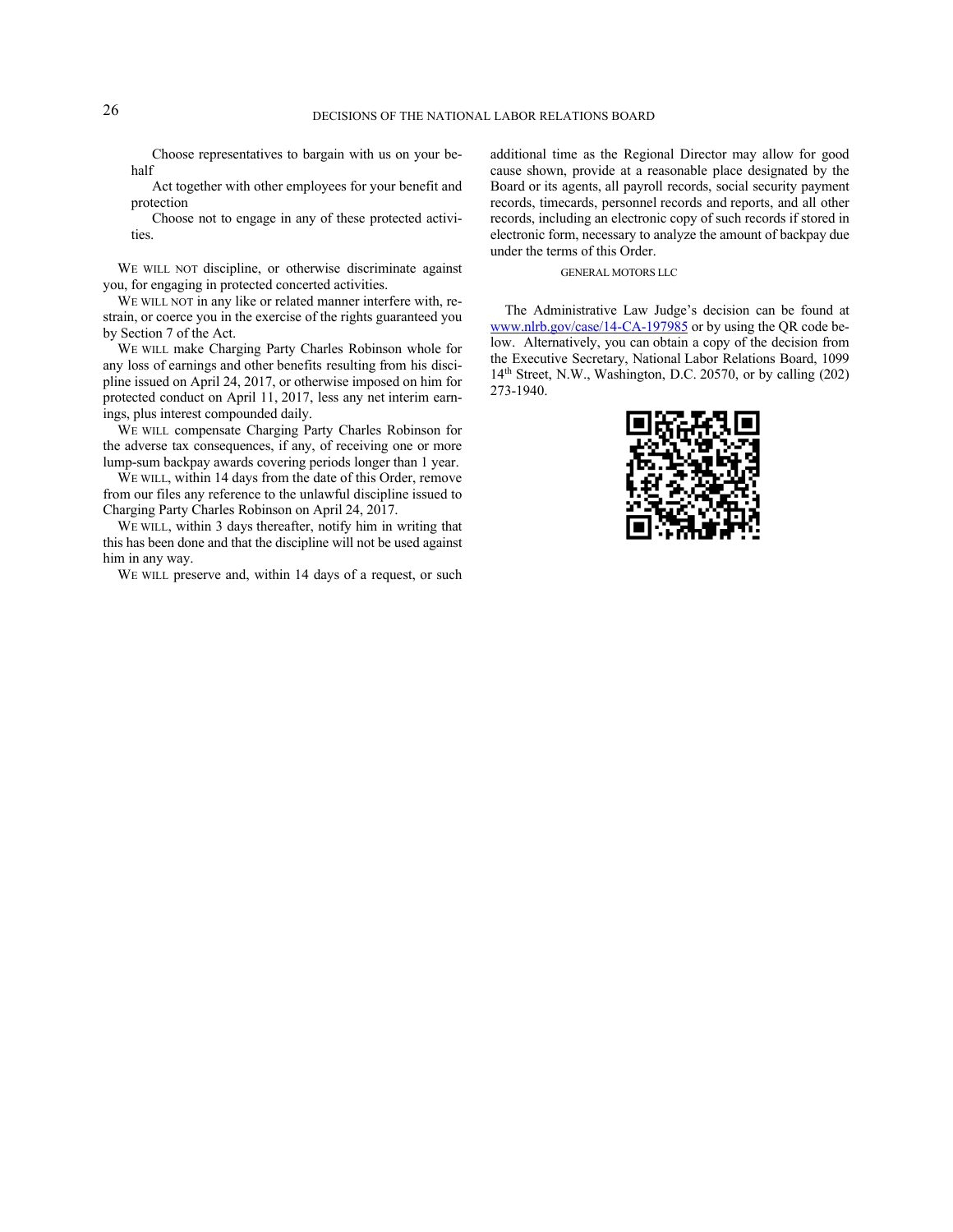Choose representatives to bargain with us on your behalf

Act together with other employees for your benefit and protection

Choose not to engage in any of these protected activities.

WE WILL NOT discipline, or otherwise discriminate against you, for engaging in protected concerted activities.

WE WILL NOT in any like or related manner interfere with, restrain, or coerce you in the exercise of the rights guaranteed you by Section 7 of the Act.

WE WILL make Charging Party Charles Robinson whole for any loss of earnings and other benefits resulting from his discipline issued on April 24, 2017, or otherwise imposed on him for protected conduct on April 11, 2017, less any net interim earnings, plus interest compounded daily.

WE WILL compensate Charging Party Charles Robinson for the adverse tax consequences, if any, of receiving one or more lump-sum backpay awards covering periods longer than 1 year.

WE WILL, within 14 days from the date of this Order, remove from our files any reference to the unlawful discipline issued to Charging Party Charles Robinson on April 24, 2017.

WE WILL, within 3 days thereafter, notify him in writing that this has been done and that the discipline will not be used against him in any way.

WE WILL preserve and, within 14 days of a request, or such additional time as the Regional Director may allow for good cause shown, provide at a reasonable place designated by the Board or its agents, all payroll records, social security payment records, timecards, personnel records and reports, and all other records, including an electronic copy of such records if stored in electronic form, necessary to analyze the amount of backpay due under the terms of this Order.

GENERAL MOTORS LLC

The Administrative Law Judge's decision can be found at www.nlrb.gov/case/14-CA-197985 or by using the QR code below. Alternatively, you can obtain a copy of the decision from the Executive Secretary, National Labor Relations Board, 1099 14th Street, N.W., Washington, D.C. 20570, or by calling (202) 273-1940.